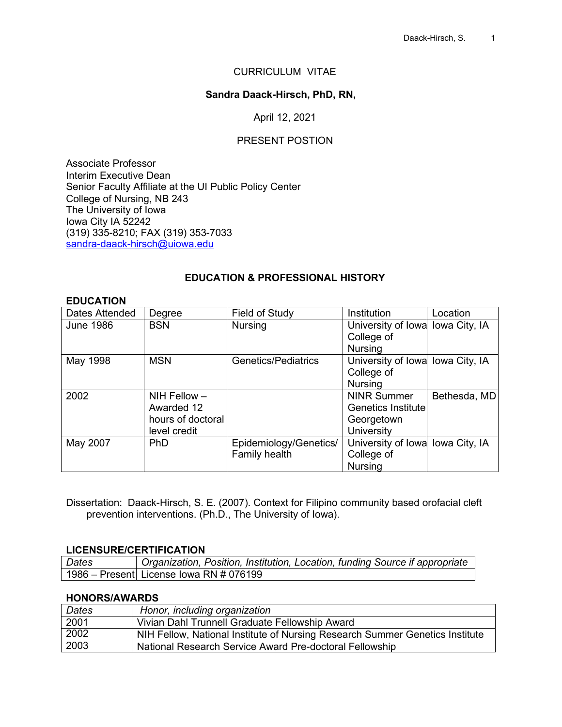# CURRICULUM VITAE

**Sandra Daack-Hirsch, PhD, RN,**

April 12, 2021

## PRESENT POSTION

Associate Professor
Interim Executive Dean
Senior Faculty Affiliate at the UI Public Policy Center
College of Nursing, NB 243
The University of Iowa
Iowa City IA 52242
(319) 335-8210; FAX (319) 353-7033
sandra-daack-hirsch@uiowa.edu

## EDUCATION & PROFESSIONAL HISTORY

### EDUCATION

| Dates Attended | Degree | Field of Study | Institution | Location |
|---|---|---|---|---|
| June 1986 | BSN | Nursing | University of Iowa College of Nursing | Iowa City, IA |
| May 1998 | MSN | Genetics/Pediatrics | University of Iowa College of Nursing | Iowa City, IA |
| 2002 | NIH Fellow – Awarded 12 hours of doctoral level credit | | NINR Summer Genetics Institute Georgetown University | Bethesda, MD |
| May 2007 | PhD | Epidemiology/Genetics/ Family health | University of Iowa College of Nursing | Iowa City, IA |

Dissertation: Daack-Hirsch, S. E. (2007). Context for Filipino community based orofacial cleft prevention interventions. (Ph.D., The University of Iowa).

### LICENSURE/CERTIFICATION

| *Dates* | *Organization, Position, Institution, Location, funding Source if appropriate* |
|---|---|
| 1986 – Present | License Iowa RN # 076199 |

### HONORS/AWARDS

| *Dates* | *Honor, including organization* |
|---|---|
| 2001 | Vivian Dahl Trunnell Graduate Fellowship Award |
| 2002 | NIH Fellow, National Institute of Nursing Research Summer Genetics Institute |
| 2003 | National Research Service Award Pre-doctoral Fellowship |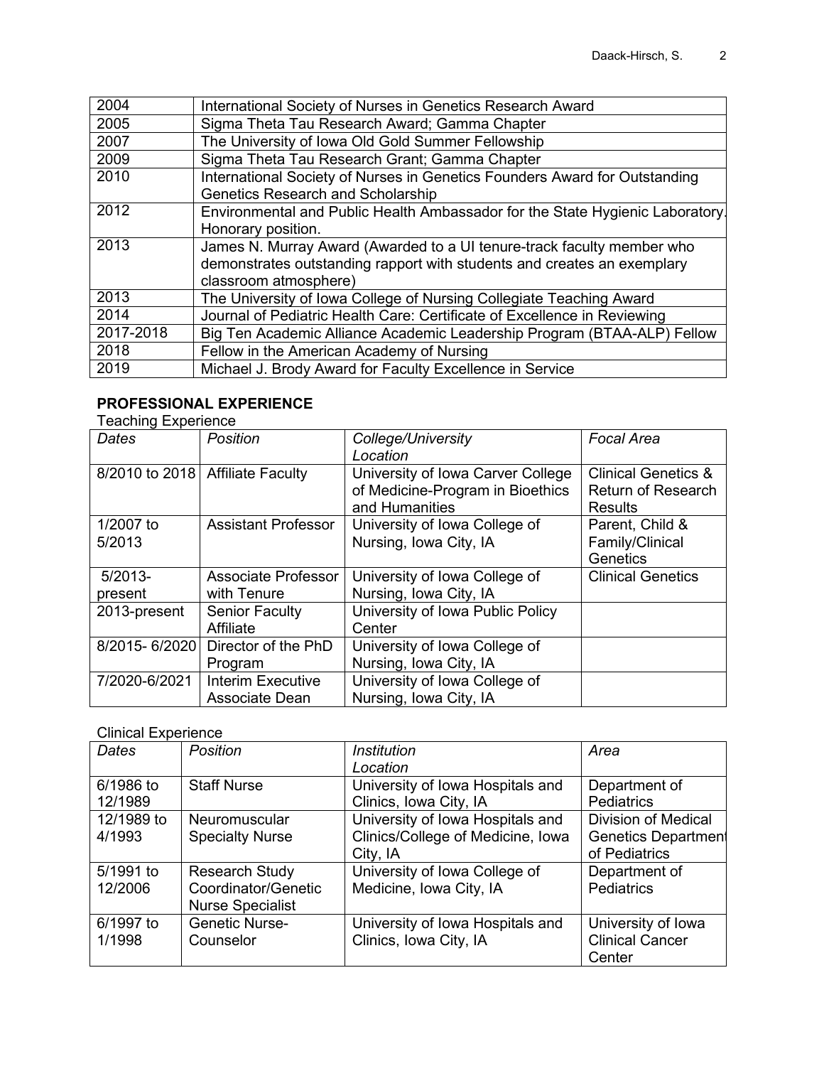| | |
|---|---|
| 2004 | International Society of Nurses in Genetics Research Award |
| 2005 | Sigma Theta Tau Research Award; Gamma Chapter |
| 2007 | The University of Iowa Old Gold Summer Fellowship |
| 2009 | Sigma Theta Tau Research Grant; Gamma Chapter |
| 2010 | International Society of Nurses in Genetics Founders Award for Outstanding Genetics Research and Scholarship |
| 2012 | Environmental and Public Health Ambassador for the State Hygienic Laboratory. Honorary position. |
| 2013 | James N. Murray Award (Awarded to a UI tenure-track faculty member who demonstrates outstanding rapport with students and creates an exemplary classroom atmosphere) |
| 2013 | The University of Iowa College of Nursing Collegiate Teaching Award |
| 2014 | Journal of Pediatric Health Care: Certificate of Excellence in Reviewing |
| 2017-2018 | Big Ten Academic Alliance Academic Leadership Program (BTAA-ALP) Fellow |
| 2018 | Fellow in the American Academy of Nursing |
| 2019 | Michael J. Brody Award for Faculty Excellence in Service |

## PROFESSIONAL EXPERIENCE

Teaching Experience

| *Dates* | *Position* | *College/University Location* | *Focal Area* |
|---|---|---|---|
| 8/2010 to 2018 | Affiliate Faculty | University of Iowa Carver College of Medicine-Program in Bioethics and Humanities | Clinical Genetics & Return of Research Results |
| 1/2007 to 5/2013 | Assistant Professor | University of Iowa College of Nursing, Iowa City, IA | Parent, Child & Family/Clinical Genetics |
| 5/2013-present | Associate Professor with Tenure | University of Iowa College of Nursing, Iowa City, IA | Clinical Genetics |
| 2013-present | Senior Faculty Affiliate | University of Iowa Public Policy Center | |
| 8/2015- 6/2020 | Director of the PhD Program | University of Iowa College of Nursing, Iowa City, IA | |
| 7/2020-6/2021 | Interim Executive Associate Dean | University of Iowa College of Nursing, Iowa City, IA | |

Clinical Experience

| *Dates* | *Position* | *Institution Location* | *Area* |
|---|---|---|---|
| 6/1986 to 12/1989 | Staff Nurse | University of Iowa Hospitals and Clinics, Iowa City, IA | Department of Pediatrics |
| 12/1989 to 4/1993 | Neuromuscular Specialty Nurse | University of Iowa Hospitals and Clinics/College of Medicine, Iowa City, IA | Division of Medical Genetics Department of Pediatrics |
| 5/1991 to 12/2006 | Research Study Coordinator/Genetic Nurse Specialist | University of Iowa College of Medicine, Iowa City, IA | Department of Pediatrics |
| 6/1997 to 1/1998 | Genetic Nurse-Counselor | University of Iowa Hospitals and Clinics, Iowa City, IA | University of Iowa Clinical Cancer Center |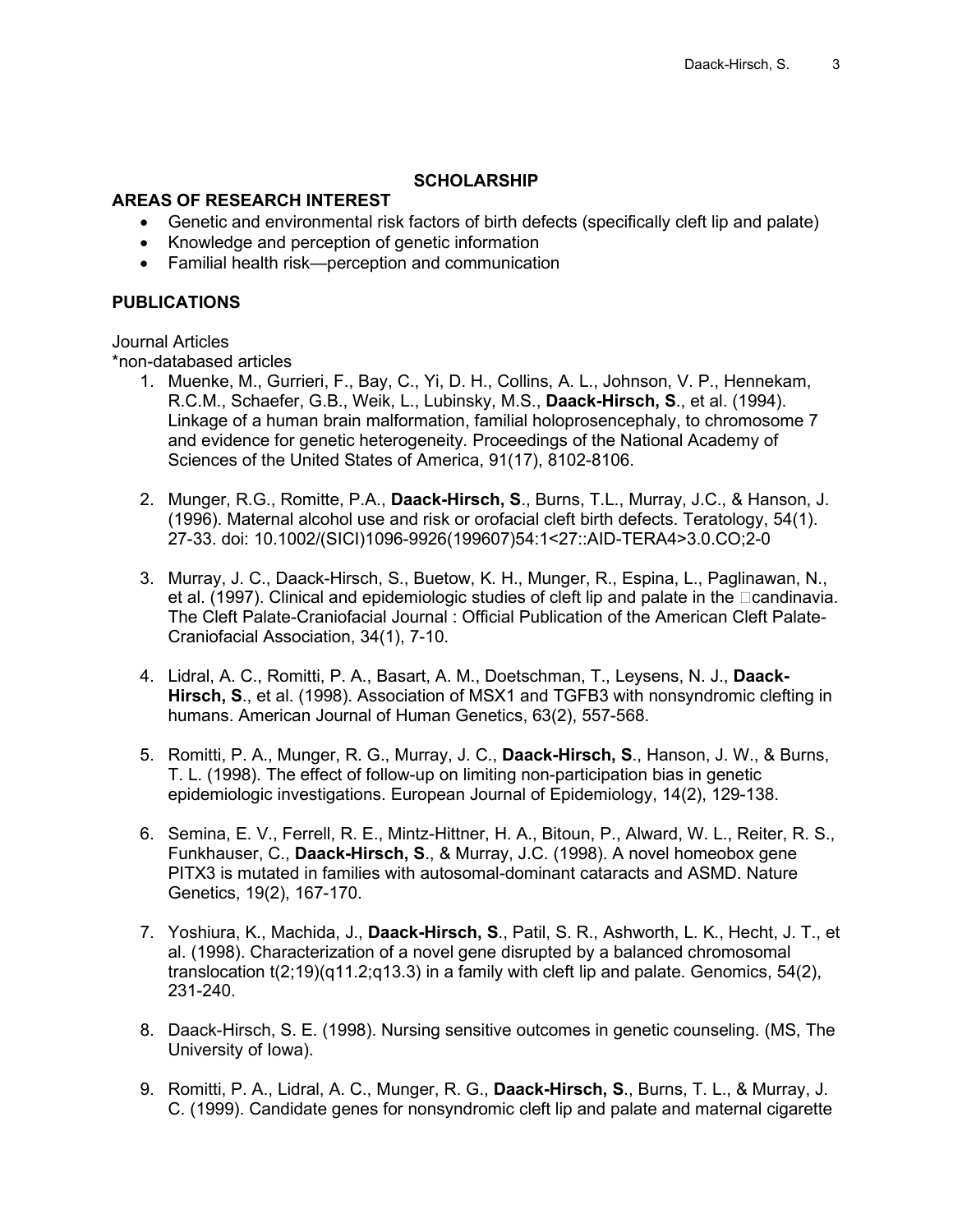## SCHOLARSHIP

### AREAS OF RESEARCH INTEREST

- Genetic and environmental risk factors of birth defects (specifically cleft lip and palate)
- Knowledge and perception of genetic information
- Familial health risk—perception and communication

### PUBLICATIONS

Journal Articles

*non-databased articles

1. Muenke, M., Gurrieri, F., Bay, C., Yi, D. H., Collins, A. L., Johnson, V. P., Hennekam, R.C.M., Schaefer, G.B., Weik, L., Lubinsky, M.S., **Daack-Hirsch, S**., et al. (1994). Linkage of a human brain malformation, familial holoprosencephaly, to chromosome 7 and evidence for genetic heterogeneity. Proceedings of the National Academy of Sciences of the United States of America, 91(17), 8102-8106.

2. Munger, R.G., Romitte, P.A., **Daack-Hirsch, S**., Burns, T.L., Murray, J.C., & Hanson, J. (1996). Maternal alcohol use and risk or orofacial cleft birth defects. Teratology, 54(1). 27-33. doi: 10.1002/(SICI)1096-9926(199607)54:1<27::AID-TERA4>3.0.CO;2-0

3. Murray, J. C., Daack-Hirsch, S., Buetow, K. H., Munger, R., Espina, L., Paglinawan, N., et al. (1997). Clinical and epidemiologic studies of cleft lip and palate in the candinavia. The Cleft Palate-Craniofacial Journal : Official Publication of the American Cleft Palate-Craniofacial Association, 34(1), 7-10.

4. Lidral, A. C., Romitti, P. A., Basart, A. M., Doetschman, T., Leysens, N. J., **Daack-Hirsch, S**., et al. (1998). Association of MSX1 and TGFB3 with nonsyndromic clefting in humans. American Journal of Human Genetics, 63(2), 557-568.

5. Romitti, P. A., Munger, R. G., Murray, J. C., **Daack-Hirsch, S**., Hanson, J. W., & Burns, T. L. (1998). The effect of follow-up on limiting non-participation bias in genetic epidemiologic investigations. European Journal of Epidemiology, 14(2), 129-138.

6. Semina, E. V., Ferrell, R. E., Mintz-Hittner, H. A., Bitoun, P., Alward, W. L., Reiter, R. S., Funkhauser, C., **Daack-Hirsch, S**., & Murray, J.C. (1998). A novel homeobox gene PITX3 is mutated in families with autosomal-dominant cataracts and ASMD. Nature Genetics, 19(2), 167-170.

7. Yoshiura, K., Machida, J., **Daack-Hirsch, S**., Patil, S. R., Ashworth, L. K., Hecht, J. T., et al. (1998). Characterization of a novel gene disrupted by a balanced chromosomal translocation t(2;19)(q11.2;q13.3) in a family with cleft lip and palate. Genomics, 54(2), 231-240.

8. Daack-Hirsch, S. E. (1998). Nursing sensitive outcomes in genetic counseling. (MS, The University of Iowa).

9. Romitti, P. A., Lidral, A. C., Munger, R. G., **Daack-Hirsch, S**., Burns, T. L., & Murray, J. C. (1999). Candidate genes for nonsyndromic cleft lip and palate and maternal cigarette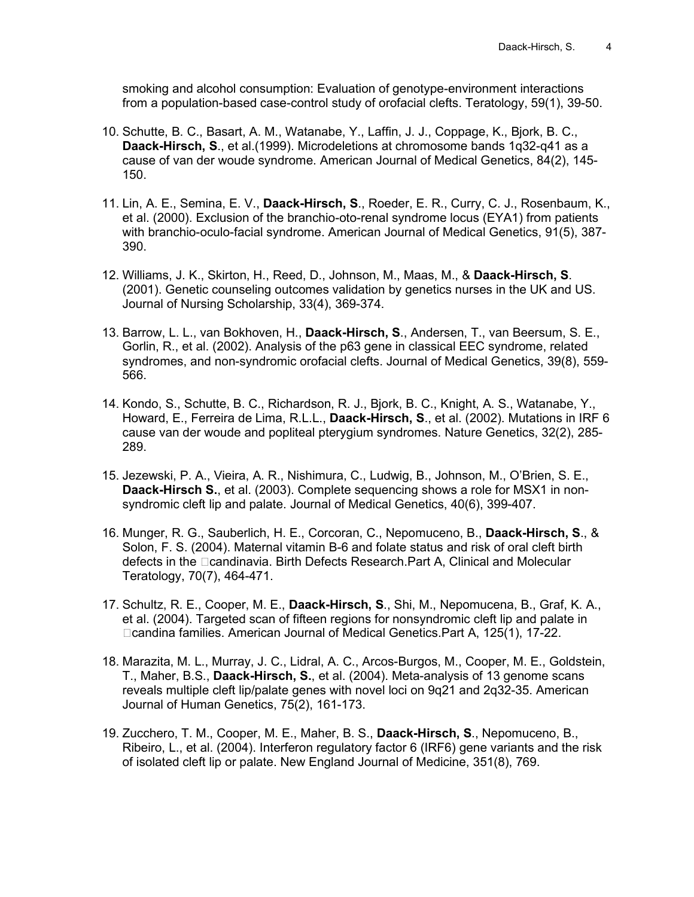smoking and alcohol consumption: Evaluation of genotype-environment interactions from a population-based case-control study of orofacial clefts. Teratology, 59(1), 39-50.

10. Schutte, B. C., Basart, A. M., Watanabe, Y., Laffin, J. J., Coppage, K., Bjork, B. C., **Daack-Hirsch, S**., et al.(1999). Microdeletions at chromosome bands 1q32-q41 as a cause of van der woude syndrome. American Journal of Medical Genetics, 84(2), 145-150.

11. Lin, A. E., Semina, E. V., **Daack-Hirsch, S**., Roeder, E. R., Curry, C. J., Rosenbaum, K., et al. (2000). Exclusion of the branchio-oto-renal syndrome locus (EYA1) from patients with branchio-oculo-facial syndrome. American Journal of Medical Genetics, 91(5), 387-390.

12. Williams, J. K., Skirton, H., Reed, D., Johnson, M., Maas, M., & **Daack-Hirsch, S**. (2001). Genetic counseling outcomes validation by genetics nurses in the UK and US. Journal of Nursing Scholarship, 33(4), 369-374.

13. Barrow, L. L., van Bokhoven, H., **Daack-Hirsch, S**., Andersen, T., van Beersum, S. E., Gorlin, R., et al. (2002). Analysis of the p63 gene in classical EEC syndrome, related syndromes, and non-syndromic orofacial clefts. Journal of Medical Genetics, 39(8), 559-566.

14. Kondo, S., Schutte, B. C., Richardson, R. J., Bjork, B. C., Knight, A. S., Watanabe, Y., Howard, E., Ferreira de Lima, R.L.L., **Daack-Hirsch, S**., et al. (2002). Mutations in IRF 6 cause van der woude and popliteal pterygium syndromes. Nature Genetics, 32(2), 285-289.

15. Jezewski, P. A., Vieira, A. R., Nishimura, C., Ludwig, B., Johnson, M., O'Brien, S. E., **Daack-Hirsch S.**, et al. (2003). Complete sequencing shows a role for MSX1 in non-syndromic cleft lip and palate. Journal of Medical Genetics, 40(6), 399-407.

16. Munger, R. G., Sauberlich, H. E., Corcoran, C., Nepomuceno, B., **Daack-Hirsch, S**., & Solon, F. S. (2004). Maternal vitamin B-6 and folate status and risk of oral cleft birth defects in the candinavia. Birth Defects Research.Part A, Clinical and Molecular Teratology, 70(7), 464-471.

17. Schultz, R. E., Cooper, M. E., **Daack-Hirsch, S**., Shi, M., Nepomucena, B., Graf, K. A., et al. (2004). Targeted scan of fifteen regions for nonsyndromic cleft lip and palate in candina families. American Journal of Medical Genetics.Part A, 125(1), 17-22.

18. Marazita, M. L., Murray, J. C., Lidral, A. C., Arcos-Burgos, M., Cooper, M. E., Goldstein, T., Maher, B.S., **Daack-Hirsch, S.**, et al. (2004). Meta-analysis of 13 genome scans reveals multiple cleft lip/palate genes with novel loci on 9q21 and 2q32-35. American Journal of Human Genetics, 75(2), 161-173.

19. Zucchero, T. M., Cooper, M. E., Maher, B. S., **Daack-Hirsch, S**., Nepomuceno, B., Ribeiro, L., et al. (2004). Interferon regulatory factor 6 (IRF6) gene variants and the risk of isolated cleft lip or palate. New England Journal of Medicine, 351(8), 769.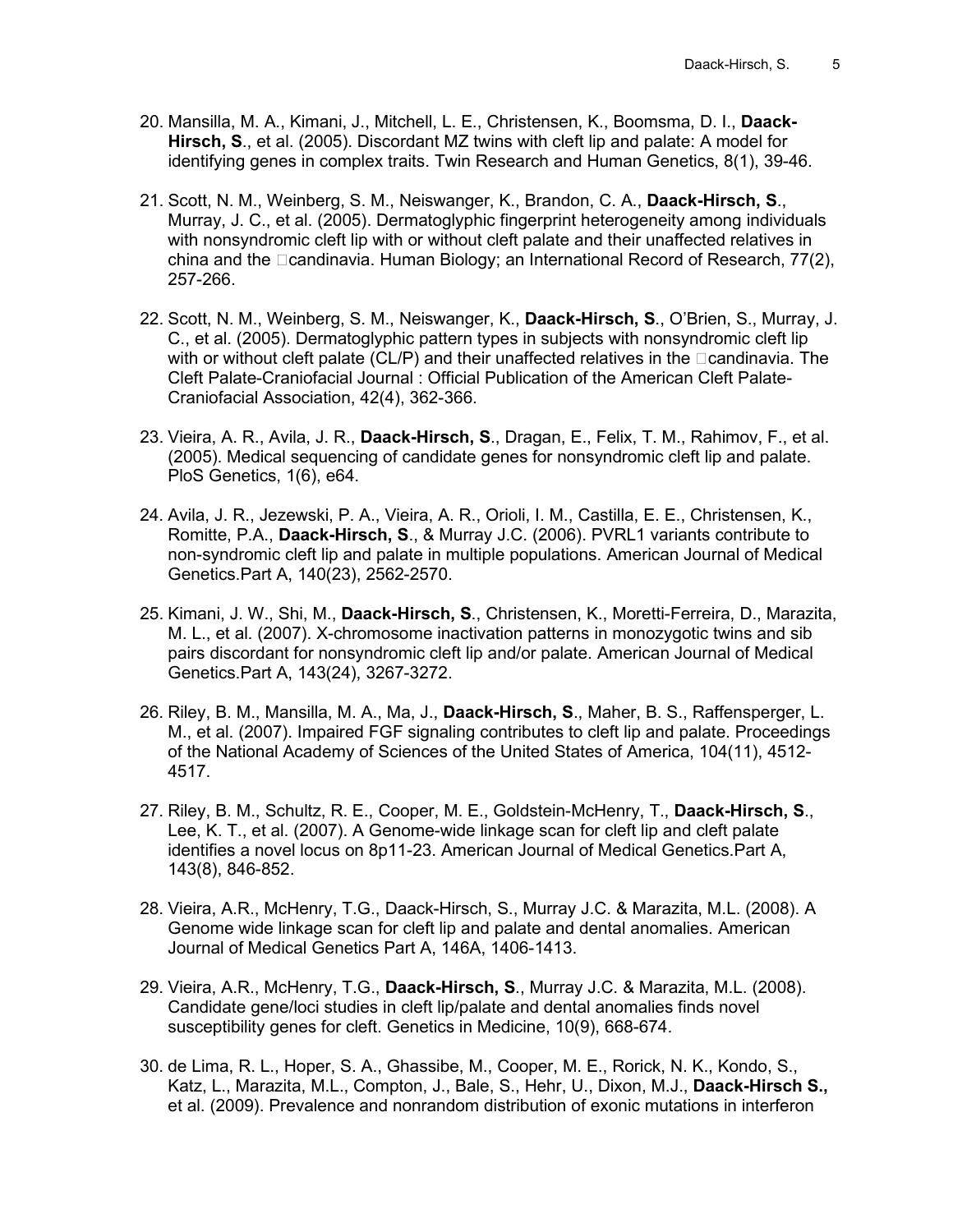20. Mansilla, M. A., Kimani, J., Mitchell, L. E., Christensen, K., Boomsma, D. I., **Daack-Hirsch, S**., et al. (2005). Discordant MZ twins with cleft lip and palate: A model for identifying genes in complex traits. Twin Research and Human Genetics, 8(1), 39-46.

21. Scott, N. M., Weinberg, S. M., Neiswanger, K., Brandon, C. A., **Daack-Hirsch, S**., Murray, J. C., et al. (2005). Dermatoglyphic fingerprint heterogeneity among individuals with nonsyndromic cleft lip with or without cleft palate and their unaffected relatives in china and the �candinavia. Human Biology; an International Record of Research, 77(2), 257-266.

22. Scott, N. M., Weinberg, S. M., Neiswanger, K., **Daack-Hirsch, S**., O'Brien, S., Murray, J. C., et al. (2005). Dermatoglyphic pattern types in subjects with nonsyndromic cleft lip with or without cleft palate (CL/P) and their unaffected relatives in the �candinavia. The Cleft Palate-Craniofacial Journal : Official Publication of the American Cleft Palate-Craniofacial Association, 42(4), 362-366.

23. Vieira, A. R., Avila, J. R., **Daack-Hirsch, S**., Dragan, E., Felix, T. M., Rahimov, F., et al. (2005). Medical sequencing of candidate genes for nonsyndromic cleft lip and palate. PloS Genetics, 1(6), e64.

24. Avila, J. R., Jezewski, P. A., Vieira, A. R., Orioli, I. M., Castilla, E. E., Christensen, K., Romitte, P.A., **Daack-Hirsch, S**., & Murray J.C. (2006). PVRL1 variants contribute to non-syndromic cleft lip and palate in multiple populations. American Journal of Medical Genetics.Part A, 140(23), 2562-2570.

25. Kimani, J. W., Shi, M., **Daack-Hirsch, S**., Christensen, K., Moretti-Ferreira, D., Marazita, M. L., et al. (2007). X-chromosome inactivation patterns in monozygotic twins and sib pairs discordant for nonsyndromic cleft lip and/or palate. American Journal of Medical Genetics.Part A, 143(24), 3267-3272.

26. Riley, B. M., Mansilla, M. A., Ma, J., **Daack-Hirsch, S**., Maher, B. S., Raffensperger, L. M., et al. (2007). Impaired FGF signaling contributes to cleft lip and palate. Proceedings of the National Academy of Sciences of the United States of America, 104(11), 4512-4517.

27. Riley, B. M., Schultz, R. E., Cooper, M. E., Goldstein-McHenry, T., **Daack-Hirsch, S**., Lee, K. T., et al. (2007). A Genome-wide linkage scan for cleft lip and cleft palate identifies a novel locus on 8p11-23. American Journal of Medical Genetics.Part A, 143(8), 846-852.

28. Vieira, A.R., McHenry, T.G., Daack-Hirsch, S., Murray J.C. & Marazita, M.L. (2008). A Genome wide linkage scan for cleft lip and palate and dental anomalies. American Journal of Medical Genetics Part A, 146A, 1406-1413.

29. Vieira, A.R., McHenry, T.G., **Daack-Hirsch, S**., Murray J.C. & Marazita, M.L. (2008). Candidate gene/loci studies in cleft lip/palate and dental anomalies finds novel susceptibility genes for cleft. Genetics in Medicine, 10(9), 668-674.

30. de Lima, R. L., Hoper, S. A., Ghassibe, M., Cooper, M. E., Rorick, N. K., Kondo, S., Katz, L., Marazita, M.L., Compton, J., Bale, S., Hehr, U., Dixon, M.J., **Daack-Hirsch S.,** et al. (2009). Prevalence and nonrandom distribution of exonic mutations in interferon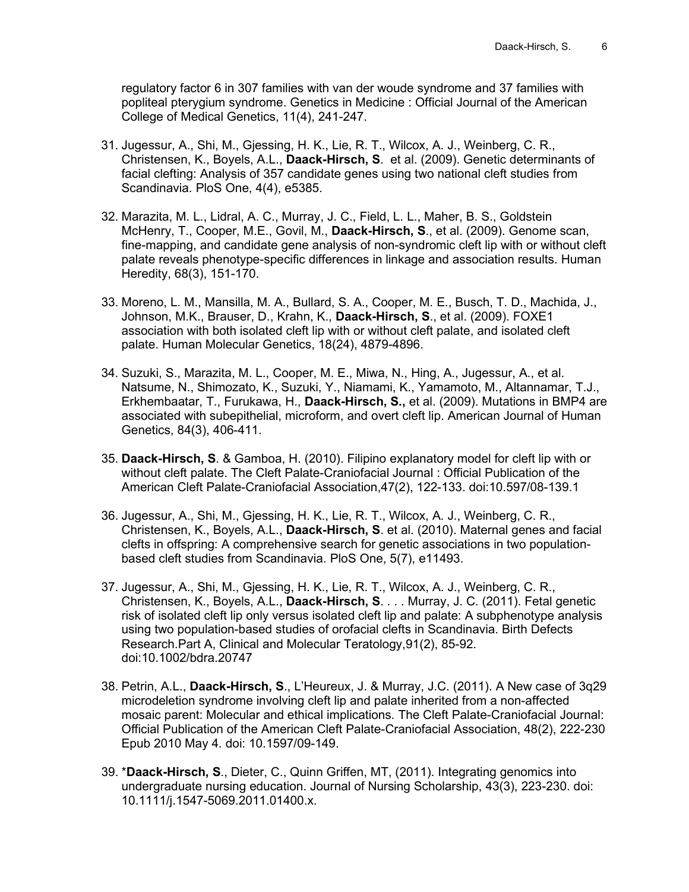regulatory factor 6 in 307 families with van der woude syndrome and 37 families with popliteal pterygium syndrome. Genetics in Medicine : Official Journal of the American College of Medical Genetics, 11(4), 241-247.

31. Jugessur, A., Shi, M., Gjessing, H. K., Lie, R. T., Wilcox, A. J., Weinberg, C. R., Christensen, K., Boyels, A.L., **Daack-Hirsch, S**. et al. (2009). Genetic determinants of facial clefting: Analysis of 357 candidate genes using two national cleft studies from Scandinavia. PloS One, 4(4), e5385.

32. Marazita, M. L., Lidral, A. C., Murray, J. C., Field, L. L., Maher, B. S., Goldstein McHenry, T., Cooper, M.E., Govil, M., **Daack-Hirsch, S**., et al. (2009). Genome scan, fine-mapping, and candidate gene analysis of non-syndromic cleft lip with or without cleft palate reveals phenotype-specific differences in linkage and association results. Human Heredity, 68(3), 151-170.

33. Moreno, L. M., Mansilla, M. A., Bullard, S. A., Cooper, M. E., Busch, T. D., Machida, J., Johnson, M.K., Brauser, D., Krahn, K., **Daack-Hirsch, S**., et al. (2009). FOXE1 association with both isolated cleft lip with or without cleft palate, and isolated cleft palate. Human Molecular Genetics, 18(24), 4879-4896.

34. Suzuki, S., Marazita, M. L., Cooper, M. E., Miwa, N., Hing, A., Jugessur, A., et al. Natsume, N., Shimozato, K., Suzuki, Y., Niamami, K., Yamamoto, M., Altannamar, T.J., Erkhembaatar, T., Furukawa, H., **Daack-Hirsch, S.,** et al. (2009). Mutations in BMP4 are associated with subepithelial, microform, and overt cleft lip. American Journal of Human Genetics, 84(3), 406-411.

35. **Daack-Hirsch, S**. & Gamboa, H. (2010). Filipino explanatory model for cleft lip with or without cleft palate. The Cleft Palate-Craniofacial Journal : Official Publication of the American Cleft Palate-Craniofacial Association,47(2), 122-133. doi:10.597/08-139.1

36. Jugessur, A., Shi, M., Gjessing, H. K., Lie, R. T., Wilcox, A. J., Weinberg, C. R., Christensen, K., Boyels, A.L., **Daack-Hirsch, S**. et al. (2010). Maternal genes and facial clefts in offspring: A comprehensive search for genetic associations in two population-based cleft studies from Scandinavia. PloS One, 5(7), e11493.

37. Jugessur, A., Shi, M., Gjessing, H. K., Lie, R. T., Wilcox, A. J., Weinberg, C. R., Christensen, K., Boyels, A.L., **Daack-Hirsch, S**. . . . Murray, J. C. (2011). Fetal genetic risk of isolated cleft lip only versus isolated cleft lip and palate: A subphenotype analysis using two population-based studies of orofacial clefts in Scandinavia. Birth Defects Research.Part A, Clinical and Molecular Teratology,91(2), 85-92. doi:10.1002/bdra.20747

38. Petrin, A.L., **Daack-Hirsch, S**., L'Heureux, J. & Murray, J.C. (2011). A New case of 3q29 microdeletion syndrome involving cleft lip and palate inherited from a non-affected mosaic parent: Molecular and ethical implications. The Cleft Palate-Craniofacial Journal: Official Publication of the American Cleft Palate-Craniofacial Association, 48(2), 222-230 Epub 2010 May 4. doi: 10.1597/09-149.

39. ***Daack-Hirsch, S**., Dieter, C., Quinn Griffen, MT, (2011). Integrating genomics into undergraduate nursing education. Journal of Nursing Scholarship, 43(3), 223-230. doi: 10.1111/j.1547-5069.2011.01400.x.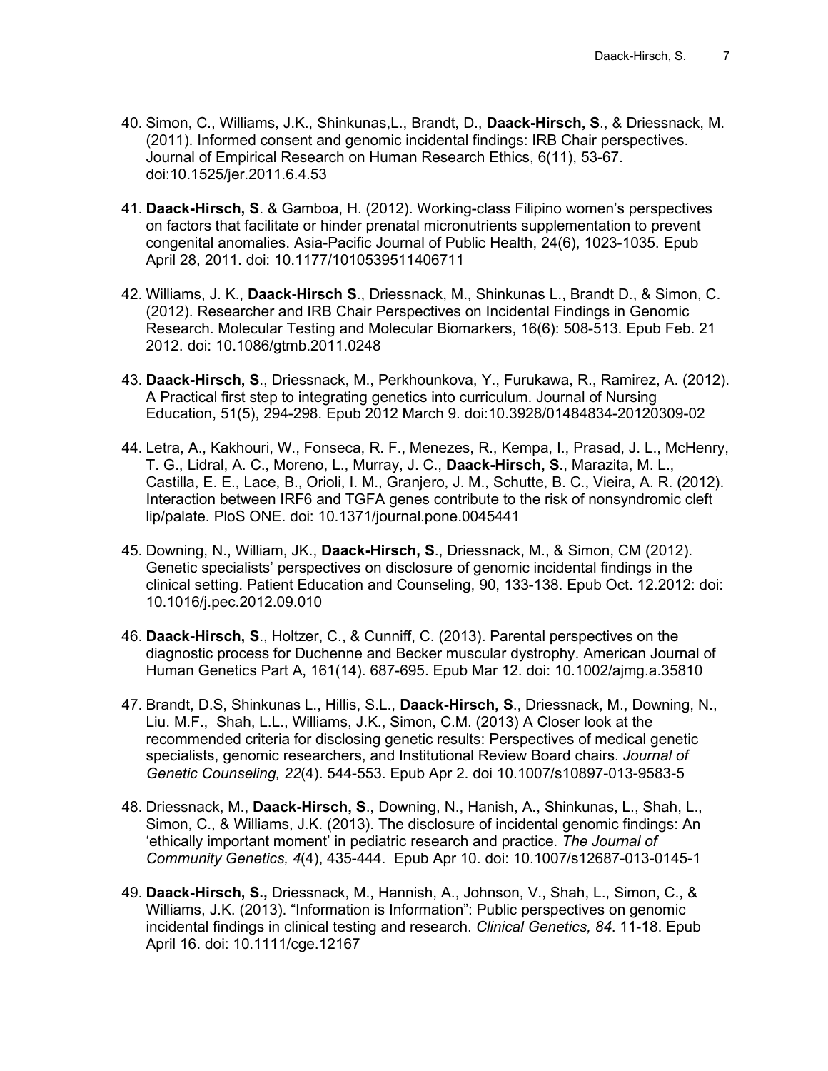40. Simon, C., Williams, J.K., Shinkunas,L., Brandt, D., **Daack-Hirsch, S**., & Driessnack, M. (2011). Informed consent and genomic incidental findings: IRB Chair perspectives. Journal of Empirical Research on Human Research Ethics, 6(11), 53-67. doi:10.1525/jer.2011.6.4.53

41. **Daack-Hirsch, S**. & Gamboa, H. (2012). Working-class Filipino women's perspectives on factors that facilitate or hinder prenatal micronutrients supplementation to prevent congenital anomalies. Asia-Pacific Journal of Public Health, 24(6), 1023-1035. Epub April 28, 2011. doi: 10.1177/1010539511406711

42. Williams, J. K., **Daack-Hirsch S**., Driessnack, M., Shinkunas L., Brandt D., & Simon, C. (2012). Researcher and IRB Chair Perspectives on Incidental Findings in Genomic Research. Molecular Testing and Molecular Biomarkers, 16(6): 508-513. Epub Feb. 21 2012. doi: 10.1086/gtmb.2011.0248

43. **Daack-Hirsch, S**., Driessnack, M., Perkhounkova, Y., Furukawa, R., Ramirez, A. (2012). A Practical first step to integrating genetics into curriculum. Journal of Nursing Education, 51(5), 294-298. Epub 2012 March 9. doi:10.3928/01484834-20120309-02

44. Letra, A., Kakhouri, W., Fonseca, R. F., Menezes, R., Kempa, I., Prasad, J. L., McHenry, T. G., Lidral, A. C., Moreno, L., Murray, J. C., **Daack-Hirsch, S**., Marazita, M. L., Castilla, E. E., Lace, B., Orioli, I. M., Granjero, J. M., Schutte, B. C., Vieira, A. R. (2012). Interaction between IRF6 and TGFA genes contribute to the risk of nonsyndromic cleft lip/palate. PloS ONE. doi: 10.1371/journal.pone.0045441

45. Downing, N., William, JK., **Daack-Hirsch, S**., Driessnack, M., & Simon, CM (2012). Genetic specialists' perspectives on disclosure of genomic incidental findings in the clinical setting. Patient Education and Counseling, 90, 133-138. Epub Oct. 12.2012: doi: 10.1016/j.pec.2012.09.010

46. **Daack-Hirsch, S**., Holtzer, C., & Cunniff, C. (2013). Parental perspectives on the diagnostic process for Duchenne and Becker muscular dystrophy. American Journal of Human Genetics Part A, 161(14). 687-695. Epub Mar 12. doi: 10.1002/ajmg.a.35810

47. Brandt, D.S, Shinkunas L., Hillis, S.L., **Daack-Hirsch, S**., Driessnack, M., Downing, N., Liu. M.F., Shah, L.L., Williams, J.K., Simon, C.M. (2013) A Closer look at the recommended criteria for disclosing genetic results: Perspectives of medical genetic specialists, genomic researchers, and Institutional Review Board chairs. *Journal of Genetic Counseling, 22*(4). 544-553. Epub Apr 2. doi 10.1007/s10897-013-9583-5

48. Driessnack, M., **Daack-Hirsch, S**., Downing, N., Hanish, A., Shinkunas, L., Shah, L., Simon, C., & Williams, J.K. (2013). The disclosure of incidental genomic findings: An 'ethically important moment' in pediatric research and practice. *The Journal of Community Genetics, 4*(4), 435-444. Epub Apr 10. doi: 10.1007/s12687-013-0145-1

49. **Daack-Hirsch, S.,** Driessnack, M., Hannish, A., Johnson, V., Shah, L., Simon, C., & Williams, J.K. (2013). "Information is Information": Public perspectives on genomic incidental findings in clinical testing and research. *Clinical Genetics, 84*. 11-18. Epub April 16. doi: 10.1111/cge.12167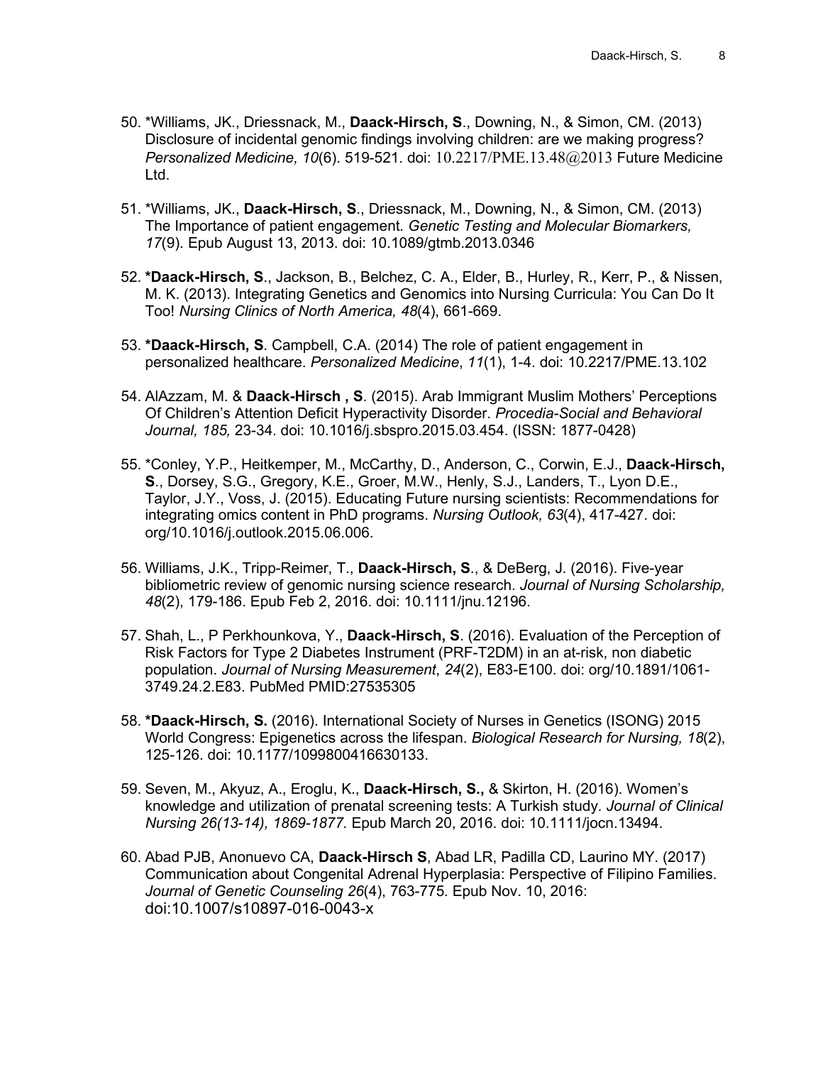50. *Williams, JK., Driessnack, M., **Daack-Hirsch, S**., Downing, N., & Simon, CM. (2013) Disclosure of incidental genomic findings involving children: are we making progress? *Personalized Medicine, 10*(6). 519-521. doi: 10.2217/PME.13.48@2013 Future Medicine Ltd.

51. *Williams, JK., **Daack-Hirsch, S**., Driessnack, M., Downing, N., & Simon, CM. (2013) The Importance of patient engagement. *Genetic Testing and Molecular Biomarkers, 17*(9). Epub August 13, 2013. doi: 10.1089/gtmb.2013.0346

52. ***Daack-Hirsch, S**., Jackson, B., Belchez, C. A., Elder, B., Hurley, R., Kerr, P., & Nissen, M. K. (2013). Integrating Genetics and Genomics into Nursing Curricula: You Can Do It Too! *Nursing Clinics of North America, 48*(4), 661-669.

53. ***Daack-Hirsch, S**. Campbell, C.A. (2014) The role of patient engagement in personalized healthcare. *Personalized Medicine*, *11*(1), 1-4. doi: 10.2217/PME.13.102

54. AlAzzam, M. & **Daack-Hirsch , S**. (2015). Arab Immigrant Muslim Mothers' Perceptions Of Children's Attention Deficit Hyperactivity Disorder. *Procedia-Social and Behavioral Journal, 185,* 23-34. doi: 10.1016/j.sbspro.2015.03.454. (ISSN: 1877-0428)

55. *Conley, Y.P., Heitkemper, M., McCarthy, D., Anderson, C., Corwin, E.J., **Daack-Hirsch, S**., Dorsey, S.G., Gregory, K.E., Groer, M.W., Henly, S.J., Landers, T., Lyon D.E., Taylor, J.Y., Voss, J. (2015). Educating Future nursing scientists: Recommendations for integrating omics content in PhD programs. *Nursing Outlook, 63*(4), 417-427. doi: org/10.1016/j.outlook.2015.06.006.

56. Williams, J.K., Tripp-Reimer, T., **Daack-Hirsch, S**., & DeBerg, J. (2016). Five-year bibliometric review of genomic nursing science research. *Journal of Nursing Scholarship, 48*(2), 179-186. Epub Feb 2, 2016. doi: 10.1111/jnu.12196.

57. Shah, L., P Perkhounkova, Y., **Daack-Hirsch, S**. (2016). Evaluation of the Perception of Risk Factors for Type 2 Diabetes Instrument (PRF-T2DM) in an at-risk, non diabetic population. *Journal of Nursing Measurement*, *24*(2), E83-E100. doi: org/10.1891/1061-3749.24.2.E83. PubMed PMID:27535305

58. ***Daack-Hirsch, S.** (2016). International Society of Nurses in Genetics (ISONG) 2015 World Congress: Epigenetics across the lifespan. *Biological Research for Nursing, 18*(2), 125-126. doi: 10.1177/1099800416630133.

59. Seven, M., Akyuz, A., Eroglu, K., **Daack-Hirsch, S.,** & Skirton, H. (2016). Women's knowledge and utilization of prenatal screening tests: A Turkish study. *Journal of Clinical Nursing 26(13-14), 1869-1877.* Epub March 20, 2016. doi: 10.1111/jocn.13494.

60. Abad PJB, Anonuevo CA, **Daack-Hirsch S**, Abad LR, Padilla CD, Laurino MY. (2017) Communication about Congenital Adrenal Hyperplasia: Perspective of Filipino Families. *Journal of Genetic Counseling 26*(4), 763-775. Epub Nov. 10, 2016: doi:10.1007/s10897-016-0043-x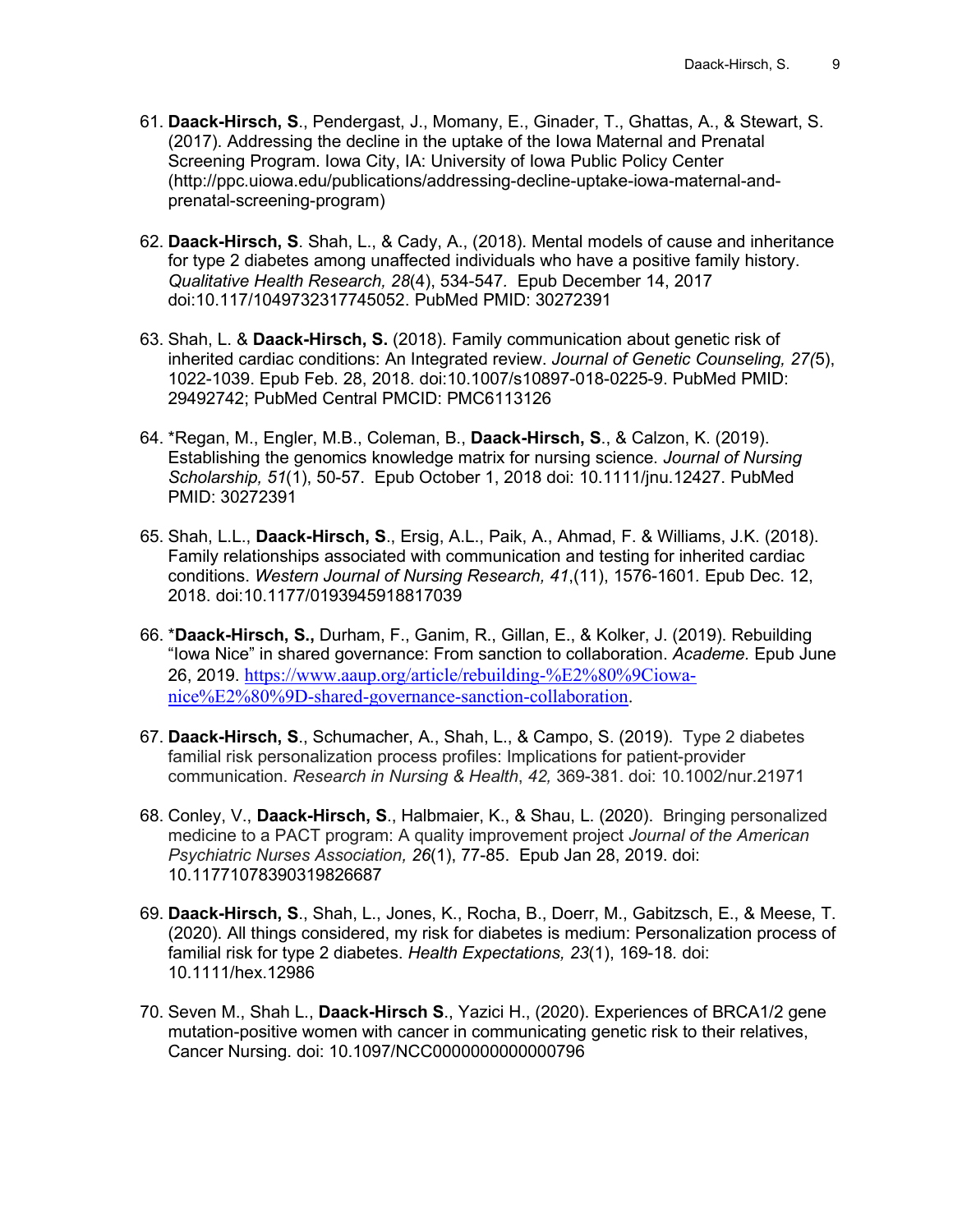61. **Daack-Hirsch, S**., Pendergast, J., Momany, E., Ginader, T., Ghattas, A., & Stewart, S. (2017). Addressing the decline in the uptake of the Iowa Maternal and Prenatal Screening Program. Iowa City, IA: University of Iowa Public Policy Center (http://ppc.uiowa.edu/publications/addressing-decline-uptake-iowa-maternal-and-prenatal-screening-program)

62. **Daack-Hirsch, S**. Shah, L., & Cady, A., (2018). Mental models of cause and inheritance for type 2 diabetes among unaffected individuals who have a positive family history. *Qualitative Health Research, 28*(4), 534-547. Epub December 14, 2017 doi:10.117/1049732317745052. PubMed PMID: 30272391

63. Shah, L. & **Daack-Hirsch, S.** (2018). Family communication about genetic risk of inherited cardiac conditions: An Integrated review. *Journal of Genetic Counseling, 27(*5), 1022-1039. Epub Feb. 28, 2018. doi:10.1007/s10897-018-0225-9. PubMed PMID: 29492742; PubMed Central PMCID: PMC6113126

64. *Regan, M., Engler, M.B., Coleman, B., **Daack-Hirsch, S**., & Calzon, K. (2019). Establishing the genomics knowledge matrix for nursing science*. Journal of Nursing Scholarship, 51*(1), 50-57. Epub October 1, 2018 doi: 10.1111/jnu.12427. PubMed PMID: 30272391

65. Shah, L.L., **Daack-Hirsch, S**., Ersig, A.L., Paik, A., Ahmad, F. & Williams, J.K. (2018). Family relationships associated with communication and testing for inherited cardiac conditions. *Western Journal of Nursing Research, 41*,(11), 1576-1601*.* Epub Dec. 12, 2018. doi:10.1177/0193945918817039

66. ***Daack-Hirsch, S.,** Durham, F., Ganim, R., Gillan, E., & Kolker, J. (2019). Rebuilding "Iowa Nice" in shared governance: From sanction to collaboration. *Academe.* Epub June 26, 2019. https://www.aaup.org/article/rebuilding-%E2%80%9Ciowa-nice%E2%80%9D-shared-governance-sanction-collaboration.

67. **Daack-Hirsch, S**., Schumacher, A., Shah, L., & Campo, S. (2019). Type 2 diabetes familial risk personalization process profiles: Implications for patient-provider communication. *Research in Nursing & Health*, *42,* 369-381. doi: 10.1002/nur.21971

68. Conley, V., **Daack-Hirsch, S**., Halbmaier, K., & Shau, L. (2020). Bringing personalized medicine to a PACT program: A quality improvement project *Journal of the American Psychiatric Nurses Association, 26*(1), 77-85. Epub Jan 28, 2019. doi: 10.11771078390319826687

69. **Daack-Hirsch, S**., Shah, L., Jones, K., Rocha, B., Doerr, M., Gabitzsch, E., & Meese, T. (2020). All things considered, my risk for diabetes is medium: Personalization process of familial risk for type 2 diabetes. *Health Expectations, 23*(1), 169-18*.* doi: 10.1111/hex.12986

70. Seven M., Shah L., **Daack-Hirsch S**., Yazici H., (2020). Experiences of BRCA1/2 gene mutation-positive women with cancer in communicating genetic risk to their relatives, Cancer Nursing. doi: 10.1097/NCC0000000000000796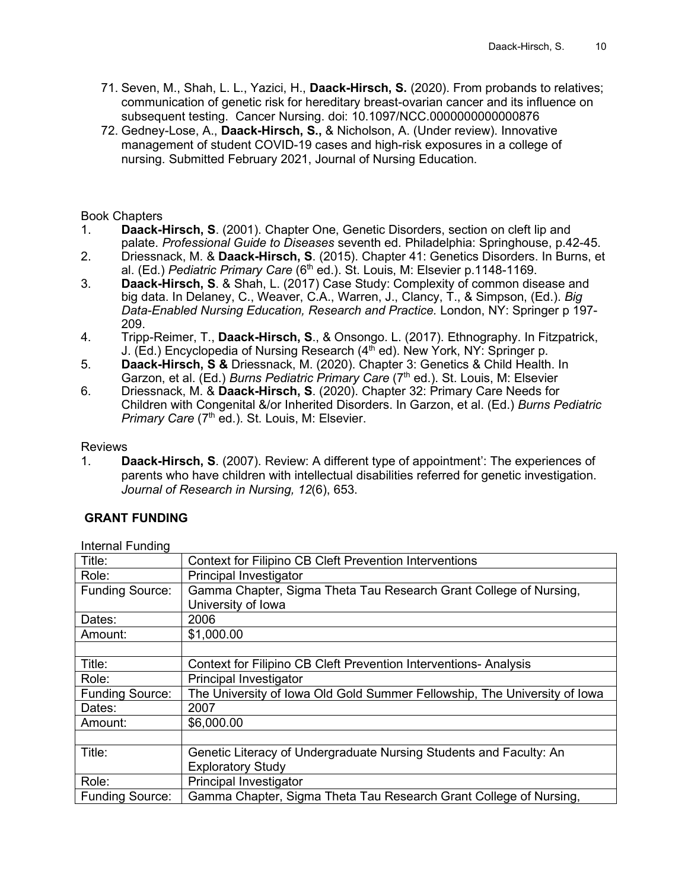71. Seven, M., Shah, L. L., Yazici, H., **Daack-Hirsch, S.** (2020). From probands to relatives; communication of genetic risk for hereditary breast-ovarian cancer and its influence on subsequent testing. Cancer Nursing. doi: 10.1097/NCC.0000000000000876
72. Gedney-Lose, A., **Daack-Hirsch, S.,** & Nicholson, A. (Under review). Innovative management of student COVID-19 cases and high-risk exposures in a college of nursing. Submitted February 2021, Journal of Nursing Education.

Book Chapters

1. **Daack-Hirsch, S**. (2001). Chapter One, Genetic Disorders, section on cleft lip and palate. *Professional Guide to Diseases* seventh ed. Philadelphia: Springhouse, p.42-45.
2. Driessnack, M. & **Daack-Hirsch, S**. (2015). Chapter 41: Genetics Disorders. In Burns, et al. (Ed.) *Pediatric Primary Care* (6th ed.). St. Louis, M: Elsevier p.1148-1169.
3. **Daack-Hirsch, S**. & Shah, L. (2017) Case Study: Complexity of common disease and big data. In Delaney, C., Weaver, C.A., Warren, J., Clancy, T., & Simpson, (Ed.). *Big Data-Enabled Nursing Education, Research and Practice.* London, NY: Springer p 197-209.
4. Tripp-Reimer, T., **Daack-Hirsch, S**., & Onsongo. L. (2017). Ethnography. In Fitzpatrick, J. (Ed.) Encyclopedia of Nursing Research (4th ed). New York, NY: Springer p.
5. **Daack-Hirsch, S &** Driessnack, M. (2020). Chapter 3: Genetics & Child Health. In Garzon, et al. (Ed.) *Burns Pediatric Primary Care* (7th ed.). St. Louis, M: Elsevier
6. Driessnack, M. & **Daack-Hirsch, S**. (2020). Chapter 32: Primary Care Needs for Children with Congenital &/or Inherited Disorders. In Garzon, et al. (Ed.) *Burns Pediatric Primary Care* (7th ed.). St. Louis, M: Elsevier.

Reviews

1. **Daack-Hirsch, S**. (2007). Review: A different type of appointment': The experiences of parents who have children with intellectual disabilities referred for genetic investigation. *Journal of Research in Nursing, 12*(6), 653.

## GRANT FUNDING

Internal Funding

| Title: | Context for Filipino CB Cleft Prevention Interventions |
|---|---|
| Role: | Principal Investigator |
| Funding Source: | Gamma Chapter, Sigma Theta Tau Research Grant College of Nursing, University of Iowa |
| Dates: | 2006 |
| Amount: | $1,000.00 |
| | |
| Title: | Context for Filipino CB Cleft Prevention Interventions- Analysis |
| Role: | Principal Investigator |
| Funding Source: | The University of Iowa Old Gold Summer Fellowship, The University of Iowa |
| Dates: | 2007 |
| Amount: | $6,000.00 |
| | |
| Title: | Genetic Literacy of Undergraduate Nursing Students and Faculty: An Exploratory Study |
| Role: | Principal Investigator |
| Funding Source: | Gamma Chapter, Sigma Theta Tau Research Grant College of Nursing, |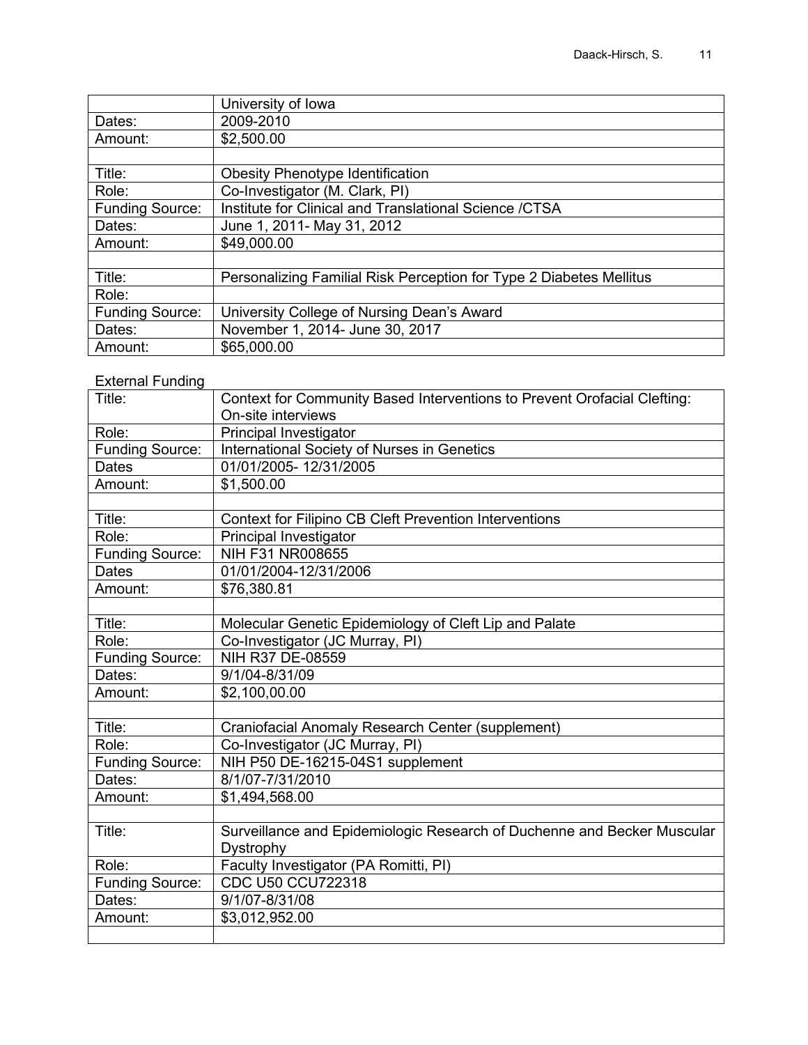| | University of Iowa |
|---|---|
| Dates: | 2009-2010 |
| Amount: | $2,500.00 |
| | |
| Title: | Obesity Phenotype Identification |
| Role: | Co-Investigator (M. Clark, PI) |
| Funding Source: | Institute for Clinical and Translational Science /CTSA |
| Dates: | June 1, 2011- May 31, 2012 |
| Amount: | $49,000.00 |
| | |
| Title: | Personalizing Familial Risk Perception for Type 2 Diabetes Mellitus |
| Role: | |
| Funding Source: | University College of Nursing Dean's Award |
| Dates: | November 1, 2014- June 30, 2017 |
| Amount: | $65,000.00 |

External Funding

| Title: | Context for Community Based Interventions to Prevent Orofacial Clefting: On-site interviews |
|---|---|
| Role: | Principal Investigator |
| Funding Source: | International Society of Nurses in Genetics |
| Dates | 01/01/2005- 12/31/2005 |
| Amount: | $1,500.00 |
| | |
| Title: | Context for Filipino CB Cleft Prevention Interventions |
| Role: | Principal Investigator |
| Funding Source: | NIH F31 NR008655 |
| Dates | 01/01/2004-12/31/2006 |
| Amount: | $76,380.81 |
| | |
| Title: | Molecular Genetic Epidemiology of Cleft Lip and Palate |
| Role: | Co-Investigator (JC Murray, PI) |
| Funding Source: | NIH R37 DE-08559 |
| Dates: | 9/1/04-8/31/09 |
| Amount: | $2,100,00.00 |
| | |
| Title: | Craniofacial Anomaly Research Center (supplement) |
| Role: | Co-Investigator (JC Murray, PI) |
| Funding Source: | NIH P50 DE-16215-04S1 supplement |
| Dates: | 8/1/07-7/31/2010 |
| Amount: | $1,494,568.00 |
| | |
| Title: | Surveillance and Epidemiologic Research of Duchenne and Becker Muscular Dystrophy |
| Role: | Faculty Investigator (PA Romitti, PI) |
| Funding Source: | CDC U50 CCU722318 |
| Dates: | 9/1/07-8/31/08 |
| Amount: | $3,012,952.00 |
| | |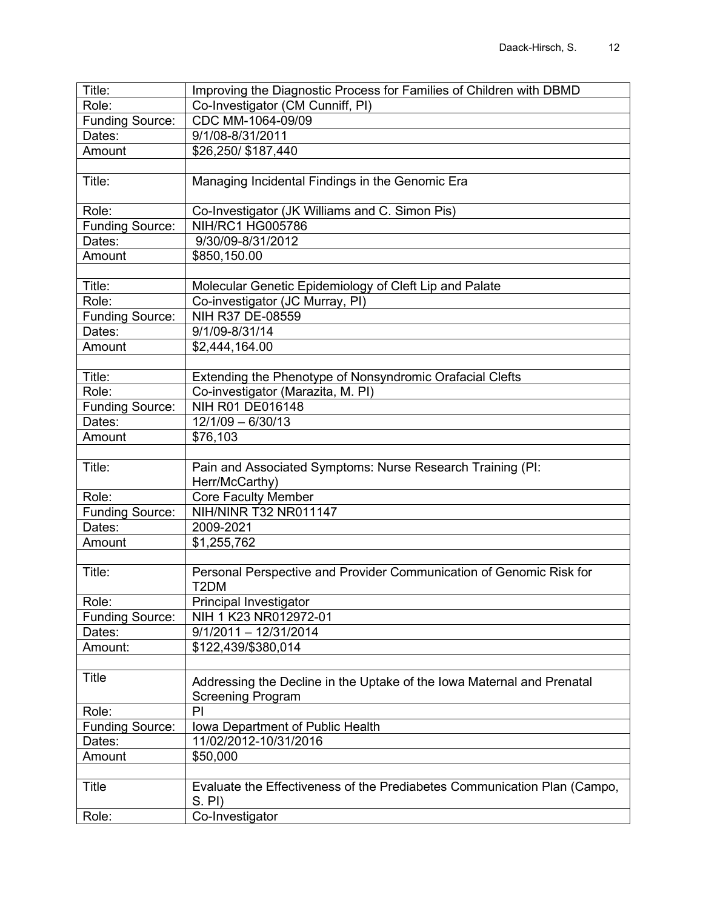| | |
|---|---|
| Title: | Improving the Diagnostic Process for Families of Children with DBMD |
| Role: | Co-Investigator (CM Cunniff, PI) |
| Funding Source: | CDC MM-1064-09/09 |
| Dates: | 9/1/08-8/31/2011 |
| Amount | $26,250/ $187,440 |
| | |
| Title: | Managing Incidental Findings in the Genomic Era |
| Role: | Co-Investigator (JK Williams and C. Simon Pis) |
| Funding Source: | NIH/RC1 HG005786 |
| Dates: | 9/30/09-8/31/2012 |
| Amount | $850,150.00 |
| | |
| Title: | Molecular Genetic Epidemiology of Cleft Lip and Palate |
| Role: | Co-investigator (JC Murray, PI) |
| Funding Source: | NIH R37 DE-08559 |
| Dates: | 9/1/09-8/31/14 |
| Amount | $2,444,164.00 |
| | |
| Title: | Extending the Phenotype of Nonsyndromic Orafacial Clefts |
| Role: | Co-investigator (Marazita, M. PI) |
| Funding Source: | NIH R01 DE016148 |
| Dates: | 12/1/09 – 6/30/13 |
| Amount | $76,103 |
| | |
| Title: | Pain and Associated Symptoms: Nurse Research Training (PI: Herr/McCarthy) |
| Role: | Core Faculty Member |
| Funding Source: | NIH/NINR T32 NR011147 |
| Dates: | 2009-2021 |
| Amount | $1,255,762 |
| | |
| Title: | Personal Perspective and Provider Communication of Genomic Risk for T2DM |
| Role: | Principal Investigator |
| Funding Source: | NIH 1 K23 NR012972-01 |
| Dates: | 9/1/2011 – 12/31/2014 |
| Amount: | $122,439/$380,014 |
| | |
| Title | Addressing the Decline in the Uptake of the Iowa Maternal and Prenatal Screening Program |
| Role: | PI |
| Funding Source: | Iowa Department of Public Health |
| Dates: | 11/02/2012-10/31/2016 |
| Amount | $50,000 |
| | |
| Title | Evaluate the Effectiveness of the Prediabetes Communication Plan (Campo, S. PI) |
| Role: | Co-Investigator |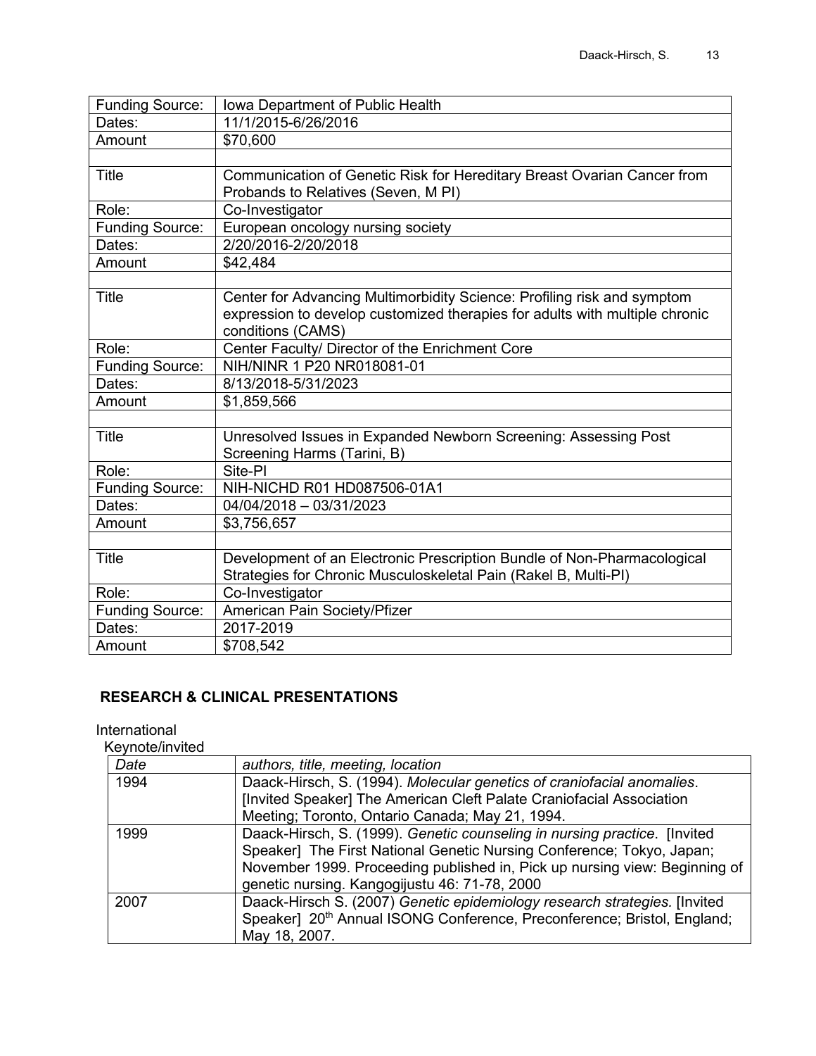| | |
|---|---|
| Funding Source: | Iowa Department of Public Health |
| Dates: | 11/1/2015-6/26/2016 |
| Amount | $70,600 |
| | |
| Title | Communication of Genetic Risk for Hereditary Breast Ovarian Cancer from Probands to Relatives (Seven, M PI) |
| Role: | Co-Investigator |
| Funding Source: | European oncology nursing society |
| Dates: | 2/20/2016-2/20/2018 |
| Amount | $42,484 |
| | |
| Title | Center for Advancing Multimorbidity Science: Profiling risk and symptom expression to develop customized therapies for adults with multiple chronic conditions (CAMS) |
| Role: | Center Faculty/ Director of the Enrichment Core |
| Funding Source: | NIH/NINR 1 P20 NR018081-01 |
| Dates: | 8/13/2018-5/31/2023 |
| Amount | $1,859,566 |
| | |
| Title | Unresolved Issues in Expanded Newborn Screening: Assessing Post Screening Harms (Tarini, B) |
| Role: | Site-PI |
| Funding Source: | NIH-NICHD R01 HD087506-01A1 |
| Dates: | 04/04/2018 – 03/31/2023 |
| Amount | $3,756,657 |
| | |
| Title | Development of an Electronic Prescription Bundle of Non-Pharmacological Strategies for Chronic Musculoskeletal Pain (Rakel B, Multi-PI) |
| Role: | Co-Investigator |
| Funding Source: | American Pain Society/Pfizer |
| Dates: | 2017-2019 |
| Amount | $708,542 |

## RESEARCH & CLINICAL PRESENTATIONS

International

Keynote/invited

| *Date* | *authors, title, meeting, location* |
|---|---|
| 1994 | Daack-Hirsch, S. (1994). *Molecular genetics of craniofacial anomalies*. [Invited Speaker] The American Cleft Palate Craniofacial Association Meeting; Toronto, Ontario Canada; May 21, 1994. |
| 1999 | Daack-Hirsch, S. (1999). *Genetic counseling in nursing practice*. [Invited Speaker] The First National Genetic Nursing Conference; Tokyo, Japan; November 1999. Proceeding published in, Pick up nursing view: Beginning of genetic nursing. Kangogijustu 46: 71-78, 2000 |
| 2007 | Daack-Hirsch S. (2007) *Genetic epidemiology research strategies.* [Invited Speaker] 20th Annual ISONG Conference, Preconference; Bristol, England; May 18, 2007. |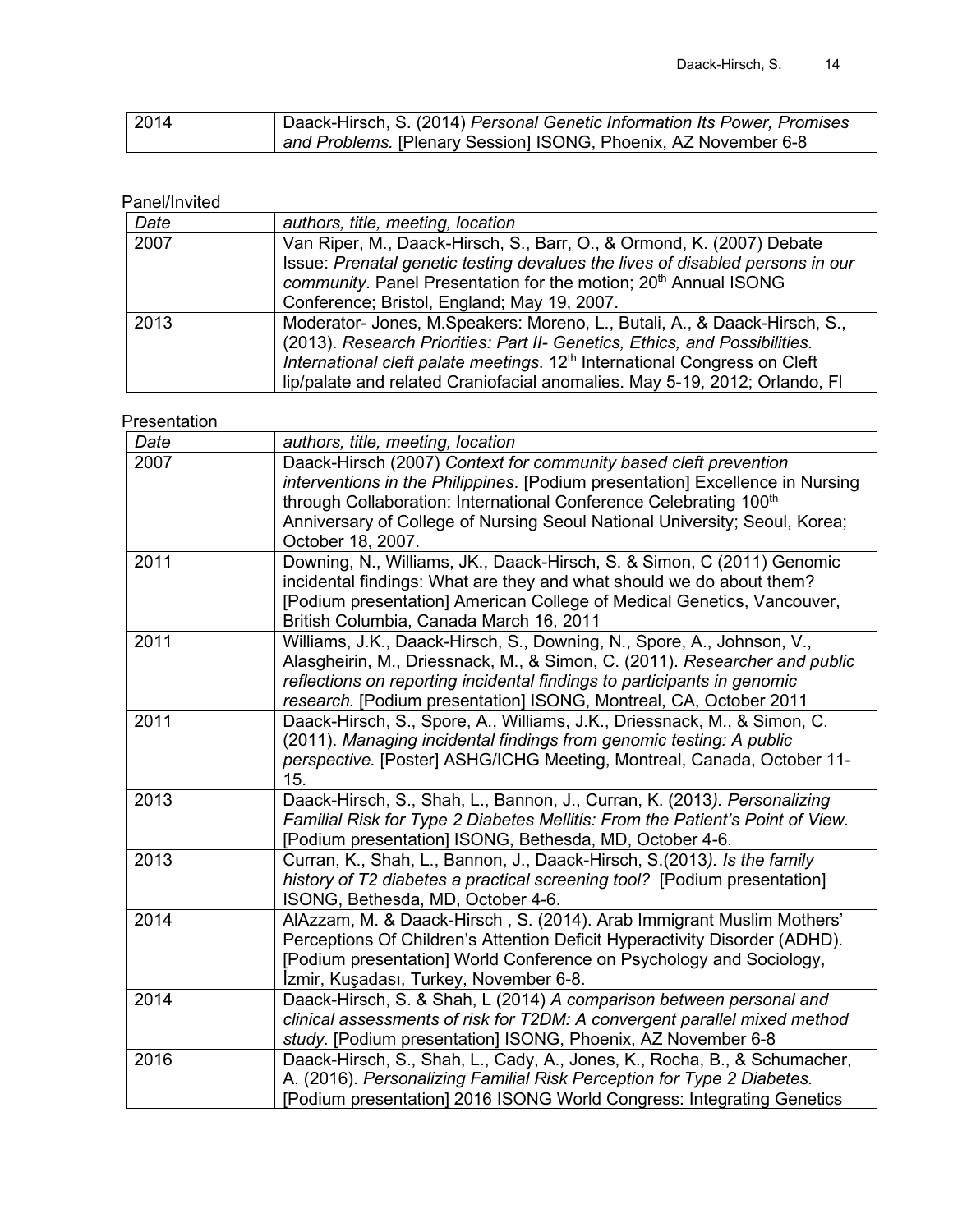| 2014 | Daack-Hirsch, S. (2014) *Personal Genetic Information Its Power, Promises and Problems.* [Plenary Session] ISONG, Phoenix, AZ November 6-8 |
|---|---|

Panel/Invited

| *Date* | *authors, title, meeting, location* |
|---|---|
| 2007 | Van Riper, M., Daack-Hirsch, S., Barr, O., & Ormond, K. (2007) Debate Issue: *Prenatal genetic testing devalues the lives of disabled persons in our community*. Panel Presentation for the motion; 20th Annual ISONG Conference; Bristol, England; May 19, 2007. |
| 2013 | Moderator- Jones, M.Speakers: Moreno, L., Butali, A., & Daack-Hirsch, S., (2013). *Research Priorities: Part II- Genetics, Ethics, and Possibilities. International cleft palate meetings.* 12th International Congress on Cleft lip/palate and related Craniofacial anomalies. May 5-19, 2012; Orlando, Fl |

Presentation

| *Date* | *authors, title, meeting, location* |
|---|---|
| 2007 | Daack-Hirsch (2007) *Context for community based cleft prevention interventions in the Philippines*. [Podium presentation] Excellence in Nursing through Collaboration: International Conference Celebrating 100th Anniversary of College of Nursing Seoul National University; Seoul, Korea; October 18, 2007. |
| 2011 | Downing, N., Williams, JK., Daack-Hirsch, S. & Simon, C (2011) Genomic incidental findings: What are they and what should we do about them? [Podium presentation] American College of Medical Genetics, Vancouver, British Columbia, Canada March 16, 2011 |
| 2011 | Williams, J.K., Daack-Hirsch, S., Downing, N., Spore, A., Johnson, V., Alasgheirin, M., Driessnack, M., & Simon, C. (2011). *Researcher and public reflections on reporting incidental findings to participants in genomic research.* [Podium presentation] ISONG, Montreal, CA, October 2011 |
| 2011 | Daack-Hirsch, S., Spore, A., Williams, J.K., Driessnack, M., & Simon, C. (2011). *Managing incidental findings from genomic testing: A public perspective.* [Poster] ASHG/ICHG Meeting, Montreal, Canada, October 11-15. |
| 2013 | Daack-Hirsch, S., Shah, L., Bannon, J., Curran, K. (2013*). Personalizing Familial Risk for Type 2 Diabetes Mellitis: From the Patient's Point of View.* [Podium presentation] ISONG, Bethesda, MD, October 4-6. |
| 2013 | Curran, K., Shah, L., Bannon, J., Daack-Hirsch, S.(2013*). Is the family history of T2 diabetes a practical screening tool?* [Podium presentation] ISONG, Bethesda, MD, October 4-6. |
| 2014 | AlAzzam, M. & Daack-Hirsch , S. (2014). Arab Immigrant Muslim Mothers' Perceptions Of Children's Attention Deficit Hyperactivity Disorder (ADHD). [Podium presentation] World Conference on Psychology and Sociology, İzmir, Kuşadası, Turkey, November 6-8. |
| 2014 | Daack-Hirsch, S. & Shah, L (2014) *A comparison between personal and clinical assessments of risk for T2DM: A convergent parallel mixed method study.* [Podium presentation] ISONG, Phoenix, AZ November 6-8 |
| 2016 | Daack-Hirsch, S., Shah, L., Cady, A., Jones, K., Rocha, B., & Schumacher, A. (2016). *Personalizing Familial Risk Perception for Type 2 Diabetes.* [Podium presentation] 2016 ISONG World Congress: Integrating Genetics |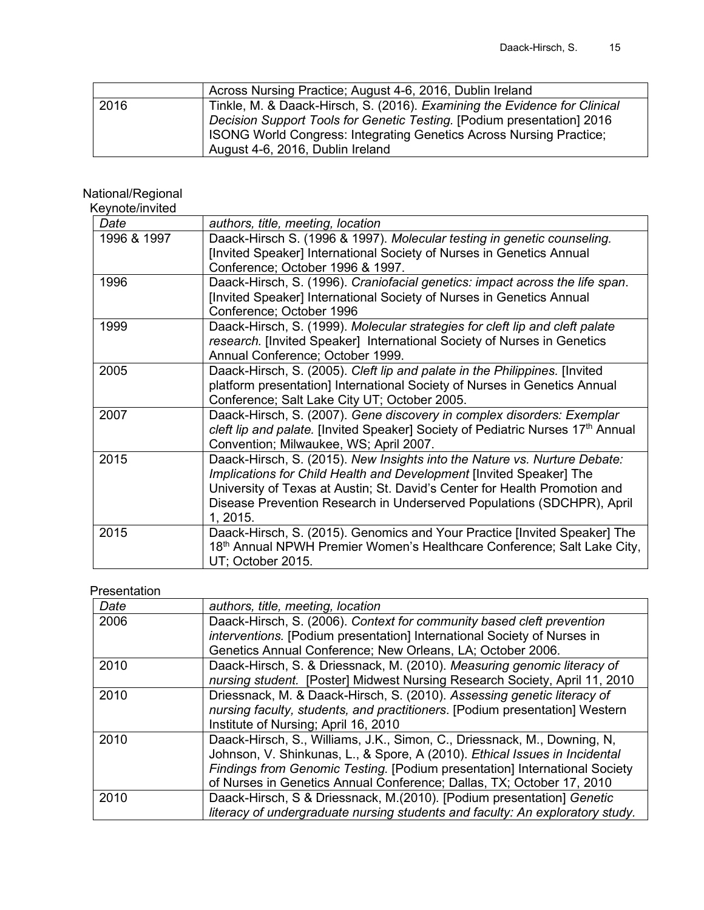| | |
|---|---|
| | Across Nursing Practice; August 4-6, 2016, Dublin Ireland |
| 2016 | Tinkle, M. & Daack-Hirsch, S. (2016). *Examining the Evidence for Clinical Decision Support Tools for Genetic Testing.* [Podium presentation] 2016 ISONG World Congress: Integrating Genetics Across Nursing Practice; August 4-6, 2016, Dublin Ireland |

National/Regional

Keynote/invited

| *Date* | *authors, title, meeting, location* |
|---|---|
| 1996 & 1997 | Daack-Hirsch S. (1996 & 1997). *Molecular testing in genetic counseling.* [Invited Speaker] International Society of Nurses in Genetics Annual Conference; October 1996 & 1997. |
| 1996 | Daack-Hirsch, S. (1996). *Craniofacial genetics: impact across the life span*. [Invited Speaker] International Society of Nurses in Genetics Annual Conference; October 1996 |
| 1999 | Daack-Hirsch, S. (1999). *Molecular strategies for cleft lip and cleft palate research.* [Invited Speaker] International Society of Nurses in Genetics Annual Conference; October 1999. |
| 2005 | Daack-Hirsch, S. (2005). *Cleft lip and palate in the Philippines.* [Invited platform presentation] International Society of Nurses in Genetics Annual Conference; Salt Lake City UT; October 2005. |
| 2007 | Daack-Hirsch, S. (2007). *Gene discovery in complex disorders: Exemplar cleft lip and palate.* [Invited Speaker] Society of Pediatric Nurses 17th Annual Convention; Milwaukee, WS; April 2007. |
| 2015 | Daack-Hirsch, S. (2015). *New Insights into the Nature vs. Nurture Debate: Implications for Child Health and Development* [Invited Speaker] The University of Texas at Austin; St. David's Center for Health Promotion and Disease Prevention Research in Underserved Populations (SDCHPR), April 1, 2015. |
| 2015 | Daack-Hirsch, S. (2015). Genomics and Your Practice [Invited Speaker] The 18th Annual NPWH Premier Women's Healthcare Conference; Salt Lake City, UT; October 2015. |

Presentation

| *Date* | *authors, title, meeting, location* |
|---|---|
| 2006 | Daack-Hirsch, S. (2006). *Context for community based cleft prevention interventions.* [Podium presentation] International Society of Nurses in Genetics Annual Conference; New Orleans, LA; October 2006. |
| 2010 | Daack-Hirsch, S. & Driessnack, M. (2010). *Measuring genomic literacy of nursing student.* [Poster] Midwest Nursing Research Society, April 11, 2010 |
| 2010 | Driessnack, M. & Daack-Hirsch, S. (2010). *Assessing genetic literacy of nursing faculty, students, and practitioners*. [Podium presentation] Western Institute of Nursing; April 16, 2010 |
| 2010 | Daack-Hirsch, S., Williams, J.K., Simon, C., Driessnack, M., Downing, N, Johnson, V. Shinkunas, L., & Spore, A (2010). *Ethical Issues in Incidental Findings from Genomic Testing.* [Podium presentation] International Society of Nurses in Genetics Annual Conference; Dallas, TX; October 17, 2010 |
| 2010 | Daack-Hirsch, S & Driessnack, M.(2010). [Podium presentation] *Genetic literacy of undergraduate nursing students and faculty: An exploratory study.* |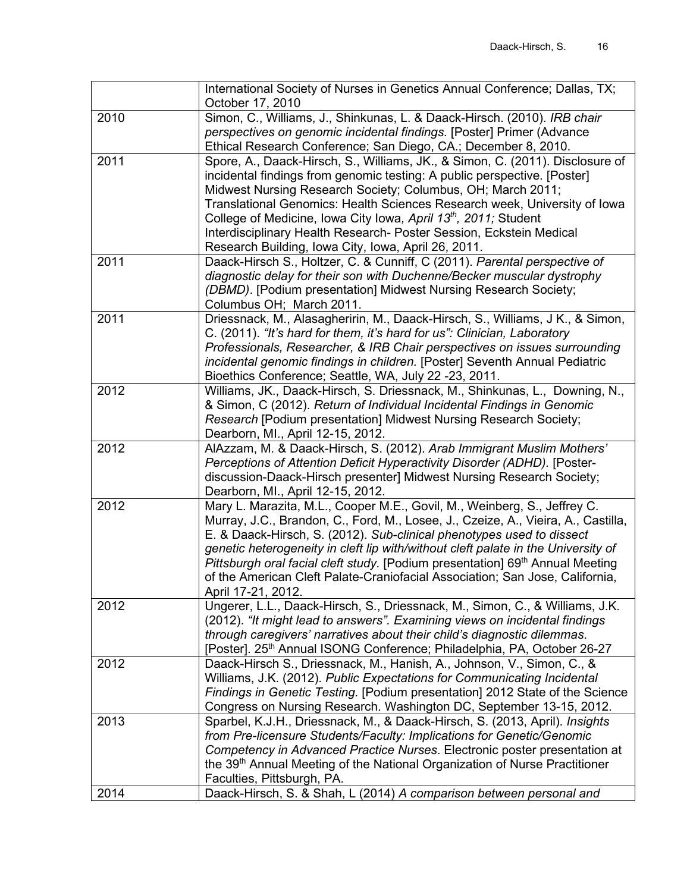| | |
|---|---|
| | International Society of Nurses in Genetics Annual Conference; Dallas, TX; October 17, 2010 |
| 2010 | Simon, C., Williams, J., Shinkunas, L. & Daack-Hirsch. (2010). *IRB chair perspectives on genomic incidental findings.* [Poster] Primer (Advance Ethical Research Conference; San Diego, CA.; December 8, 2010. |
| 2011 | Spore, A., Daack-Hirsch, S., Williams, JK., & Simon, C. (2011). Disclosure of incidental findings from genomic testing: A public perspective. [Poster] Midwest Nursing Research Society; Columbus, OH; March 2011; Translational Genomics: Health Sciences Research week, University of Iowa College of Medicine, Iowa City Iowa*, April 13th, 2011;* Student Interdisciplinary Health Research- Poster Session, Eckstein Medical Research Building, Iowa City, Iowa, April 26, 2011. |
| 2011 | Daack-Hirsch S., Holtzer, C. & Cunniff, C (2011). *Parental perspective of diagnostic delay for their son with Duchenne/Becker muscular dystrophy (DBMD)*. [Podium presentation] Midwest Nursing Research Society; Columbus OH; March 2011. |
| 2011 | Driessnack, M., Alasagheririn, M., Daack-Hirsch, S., Williams, J K., & Simon, C. (2011). *"It's hard for them, it's hard for us": Clinician, Laboratory Professionals, Researcher, & IRB Chair perspectives on issues surrounding incidental genomic findings in children.* [Poster] Seventh Annual Pediatric Bioethics Conference; Seattle, WA, July 22 -23, 2011. |
| 2012 | Williams, JK., Daack-Hirsch, S. Driessnack, M., Shinkunas, L., Downing, N., & Simon, C (2012). *Return of Individual Incidental Findings in Genomic Research* [Podium presentation] Midwest Nursing Research Society; Dearborn, MI., April 12-15, 2012. |
| 2012 | AlAzzam, M. & Daack-Hirsch, S. (2012). *Arab Immigrant Muslim Mothers' Perceptions of Attention Deficit Hyperactivity Disorder (ADHD).* [Poster-discussion-Daack-Hirsch presenter] Midwest Nursing Research Society; Dearborn, MI., April 12-15, 2012. |
| 2012 | Mary L. Marazita, M.L., Cooper M.E., Govil, M., Weinberg, S., Jeffrey C. Murray, J.C., Brandon, C., Ford, M., Losee, J., Czeize, A., Vieira, A., Castilla, E. & Daack-Hirsch, S. (2012). *Sub-clinical phenotypes used to dissect genetic heterogeneity in cleft lip with/without cleft palate in the University of Pittsburgh oral facial cleft study.* [Podium presentation] 69th Annual Meeting of the American Cleft Palate-Craniofacial Association; San Jose, California, April 17-21, 2012. |
| 2012 | Ungerer, L.L., Daack-Hirsch, S., Driessnack, M., Simon, C., & Williams, J.K. (2012). *"It might lead to answers". Examining views on incidental findings through caregivers' narratives about their child's diagnostic dilemmas*. [Poster]. 25th Annual ISONG Conference; Philadelphia, PA, October 26-27 |
| 2012 | Daack-Hirsch S., Driessnack, M., Hanish, A., Johnson, V., Simon, C., & Williams, J.K. (2012). *Public Expectations for Communicating Incidental Findings in Genetic Testing.* [Podium presentation] 2012 State of the Science Congress on Nursing Research. Washington DC, September 13-15, 2012. |
| 2013 | Sparbel, K.J.H., Driessnack, M., & Daack-Hirsch, S. (2013, April). *Insights from Pre-licensure Students/Faculty: Implications for Genetic/Genomic Competency in Advanced Practice Nurses*. Electronic poster presentation at the 39th Annual Meeting of the National Organization of Nurse Practitioner Faculties, Pittsburgh, PA. |
| 2014 | Daack-Hirsch, S. & Shah, L (2014) *A comparison between personal and* |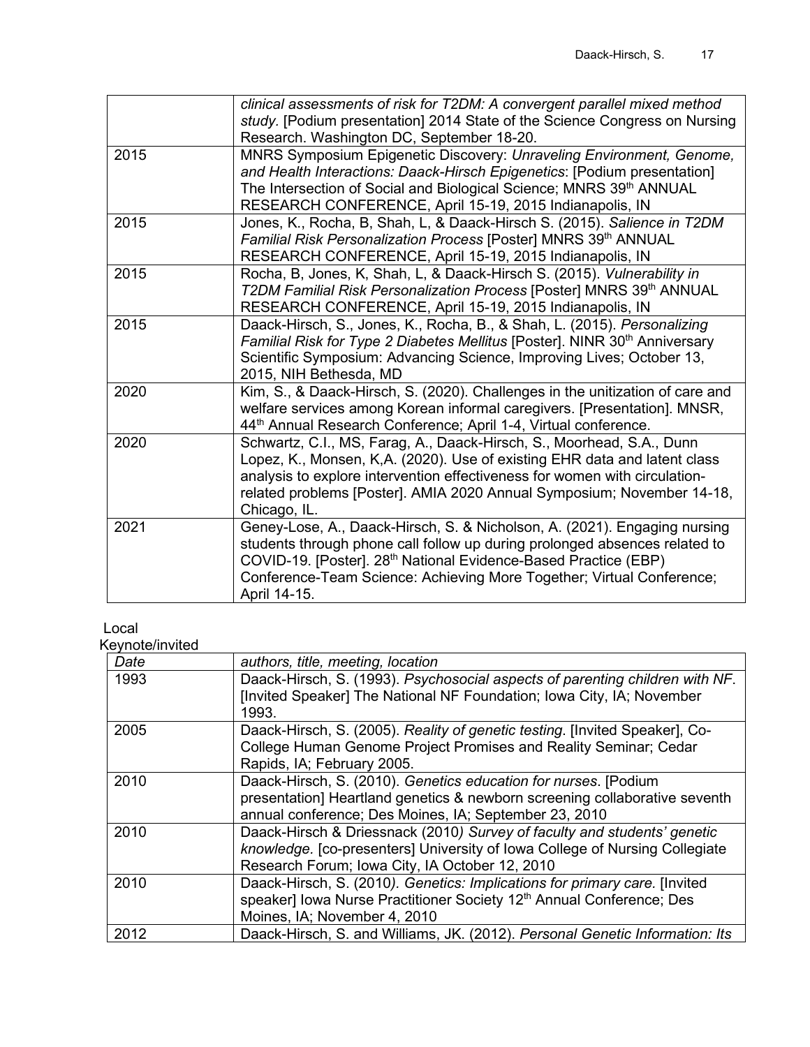| | |
|---|---|
| | *clinical assessments of risk for T2DM: A convergent parallel mixed method study.* [Podium presentation] 2014 State of the Science Congress on Nursing Research. Washington DC, September 18-20. |
| 2015 | MNRS Symposium Epigenetic Discovery: *Unraveling Environment, Genome, and Health Interactions: Daack-Hirsch Epigenetics*: [Podium presentation] The Intersection of Social and Biological Science; MNRS 39th ANNUAL RESEARCH CONFERENCE, April 15-19, 2015 Indianapolis, IN |
| 2015 | Jones, K., Rocha, B, Shah, L, & Daack-Hirsch S. (2015). *Salience in T2DM Familial Risk Personalization Process* [Poster] MNRS 39th ANNUAL RESEARCH CONFERENCE, April 15-19, 2015 Indianapolis, IN |
| 2015 | Rocha, B, Jones, K, Shah, L, & Daack-Hirsch S. (2015). *Vulnerability in T2DM Familial Risk Personalization Process* [Poster] MNRS 39th ANNUAL RESEARCH CONFERENCE, April 15-19, 2015 Indianapolis, IN |
| 2015 | Daack-Hirsch, S., Jones, K., Rocha, B., & Shah, L. (2015). *Personalizing Familial Risk for Type 2 Diabetes Mellitus* [Poster]. NINR 30th Anniversary Scientific Symposium: Advancing Science, Improving Lives; October 13, 2015, NIH Bethesda, MD |
| 2020 | Kim, S., & Daack-Hirsch, S. (2020). Challenges in the unitization of care and welfare services among Korean informal caregivers. [Presentation]. MNSR, 44th Annual Research Conference; April 1-4, Virtual conference. |
| 2020 | Schwartz, C.I., MS, Farag, A., Daack-Hirsch, S., Moorhead, S.A., Dunn Lopez, K., Monsen, K,A. (2020). Use of existing EHR data and latent class analysis to explore intervention effectiveness for women with circulation-related problems [Poster]. AMIA 2020 Annual Symposium; November 14-18, Chicago, IL. |
| 2021 | Geney-Lose, A., Daack-Hirsch, S. & Nicholson, A. (2021). Engaging nursing students through phone call follow up during prolonged absences related to COVID-19. [Poster]. 28th National Evidence-Based Practice (EBP) Conference-Team Science: Achieving More Together; Virtual Conference; April 14-15. |

Local

Keynote/invited

| *Date* | *authors, title, meeting, location* |
|---|---|
| 1993 | Daack-Hirsch, S. (1993). *Psychosocial aspects of parenting children with NF*. [Invited Speaker] The National NF Foundation; Iowa City, IA; November 1993. |
| 2005 | Daack-Hirsch, S. (2005). *Reality of genetic testing*. [Invited Speaker], Co-College Human Genome Project Promises and Reality Seminar; Cedar Rapids, IA; February 2005. |
| 2010 | Daack-Hirsch, S. (2010). *Genetics education for nurses*. [Podium presentation] Heartland genetics & newborn screening collaborative seventh annual conference; Des Moines, IA; September 23, 2010 |
| 2010 | Daack-Hirsch & Driessnack (2010*) Survey of faculty and students' genetic knowledge.* [co-presenters] University of Iowa College of Nursing Collegiate Research Forum; Iowa City, IA October 12, 2010 |
| 2010 | Daack-Hirsch, S. (2010*). Genetics: Implications for primary care.* [Invited speaker] Iowa Nurse Practitioner Society 12th Annual Conference; Des Moines, IA; November 4, 2010 |
| 2012 | Daack-Hirsch, S. and Williams, JK. (2012). *Personal Genetic Information: Its* |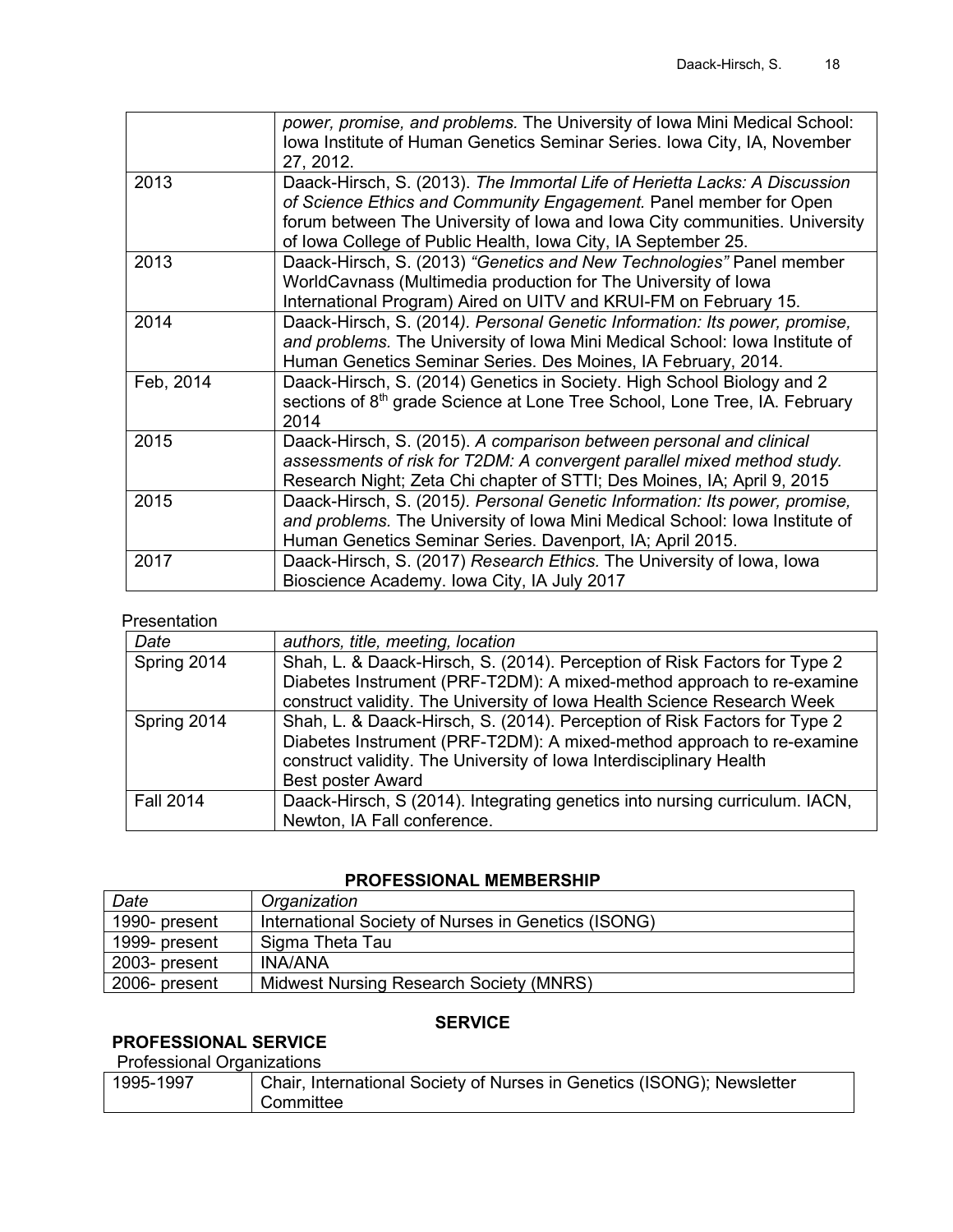| | |
|---|---|
| | *power, promise, and problems.* The University of Iowa Mini Medical School: Iowa Institute of Human Genetics Seminar Series. Iowa City, IA, November 27, 2012. |
| 2013 | Daack-Hirsch, S. (2013). *The Immortal Life of Herietta Lacks: A Discussion of Science Ethics and Community Engagement.* Panel member for Open forum between The University of Iowa and Iowa City communities. University of Iowa College of Public Health, Iowa City, IA September 25. |
| 2013 | Daack-Hirsch, S. (2013) *"Genetics and New Technologies"* Panel member WorldCavnass (Multimedia production for The University of Iowa International Program) Aired on UITV and KRUI-FM on February 15. |
| 2014 | Daack-Hirsch, S. (2014*). Personal Genetic Information: Its power, promise, and problems.* The University of Iowa Mini Medical School: Iowa Institute of Human Genetics Seminar Series. Des Moines, IA February, 2014. |
| Feb, 2014 | Daack-Hirsch, S. (2014) Genetics in Society. High School Biology and 2 sections of 8th grade Science at Lone Tree School, Lone Tree, IA. February 2014 |
| 2015 | Daack-Hirsch, S. (2015). *A comparison between personal and clinical assessments of risk for T2DM: A convergent parallel mixed method study.* Research Night; Zeta Chi chapter of STTI; Des Moines, IA; April 9, 2015 |
| 2015 | Daack-Hirsch, S. (2015*). Personal Genetic Information: Its power, promise, and problems.* The University of Iowa Mini Medical School: Iowa Institute of Human Genetics Seminar Series. Davenport, IA; April 2015. |
| 2017 | Daack-Hirsch, S. (2017) *Research Ethics.* The University of Iowa, Iowa Bioscience Academy. Iowa City, IA July 2017 |

Presentation

| *Date* | *authors, title, meeting, location* |
|---|---|
| Spring 2014 | Shah, L. & Daack-Hirsch, S. (2014). Perception of Risk Factors for Type 2 Diabetes Instrument (PRF-T2DM): A mixed-method approach to re-examine construct validity. The University of Iowa Health Science Research Week |
| Spring 2014 | Shah, L. & Daack-Hirsch, S. (2014). Perception of Risk Factors for Type 2 Diabetes Instrument (PRF-T2DM): A mixed-method approach to re-examine construct validity. The University of Iowa Interdisciplinary Health Best poster Award |
| Fall 2014 | Daack-Hirsch, S (2014). Integrating genetics into nursing curriculum. IACN, Newton, IA Fall conference. |

## PROFESSIONAL MEMBERSHIP

| *Date* | *Organization* |
|---|---|
| 1990- present | International Society of Nurses in Genetics (ISONG) |
| 1999- present | Sigma Theta Tau |
| 2003- present | INA/ANA |
| 2006- present | Midwest Nursing Research Society (MNRS) |

## SERVICE

### PROFESSIONAL SERVICE

Professional Organizations

| | |
|---|---|
| 1995-1997 | Chair, International Society of Nurses in Genetics (ISONG); Newsletter Committee |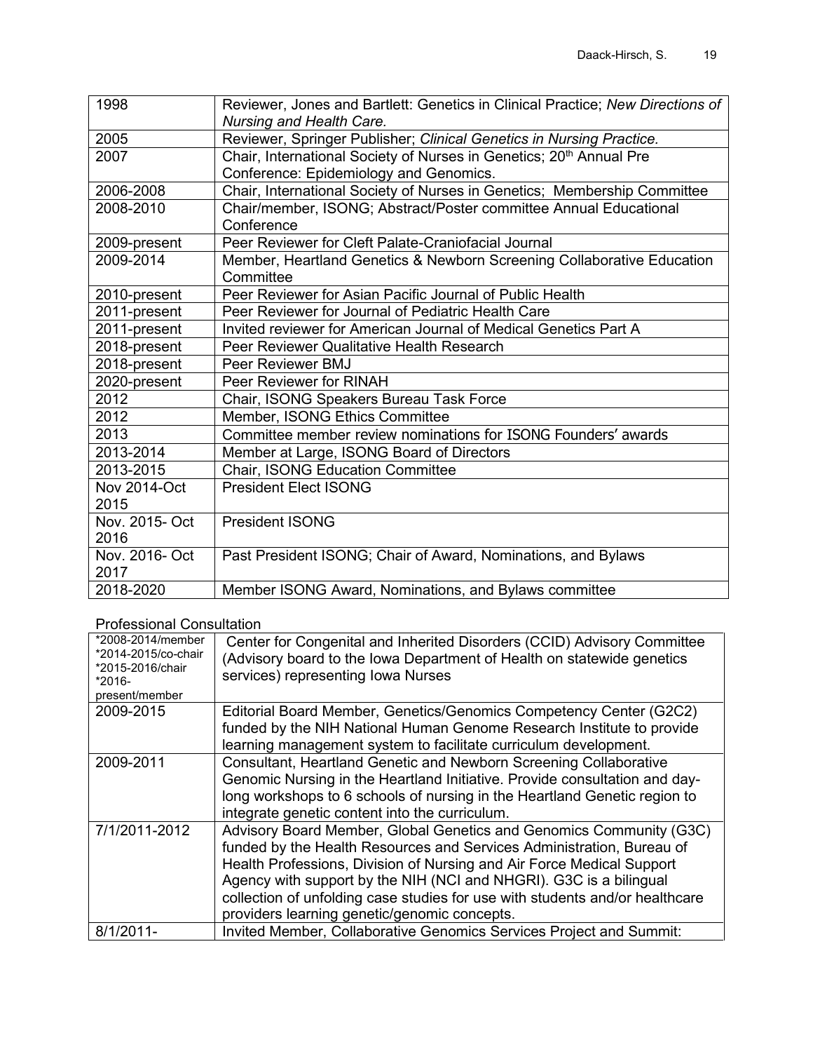| | |
|---|---|
| 1998 | Reviewer, Jones and Bartlett: Genetics in Clinical Practice; *New Directions of Nursing and Health Care.* |
| 2005 | Reviewer, Springer Publisher; *Clinical Genetics in Nursing Practice.* |
| 2007 | Chair, International Society of Nurses in Genetics; 20th Annual Pre Conference: Epidemiology and Genomics. |
| 2006-2008 | Chair, International Society of Nurses in Genetics; Membership Committee |
| 2008-2010 | Chair/member, ISONG; Abstract/Poster committee Annual Educational Conference |
| 2009-present | Peer Reviewer for Cleft Palate-Craniofacial Journal |
| 2009-2014 | Member, Heartland Genetics & Newborn Screening Collaborative Education Committee |
| 2010-present | Peer Reviewer for Asian Pacific Journal of Public Health |
| 2011-present | Peer Reviewer for Journal of Pediatric Health Care |
| 2011-present | Invited reviewer for American Journal of Medical Genetics Part A |
| 2018-present | Peer Reviewer Qualitative Health Research |
| 2018-present | Peer Reviewer BMJ |
| 2020-present | Peer Reviewer for RINAH |
| 2012 | Chair, ISONG Speakers Bureau Task Force |
| 2012 | Member, ISONG Ethics Committee |
| 2013 | Committee member review nominations for ISONG Founders' awards |
| 2013-2014 | Member at Large, ISONG Board of Directors |
| 2013-2015 | Chair, ISONG Education Committee |
| Nov 2014-Oct 2015 | President Elect ISONG |
| Nov. 2015- Oct 2016 | President ISONG |
| Nov. 2016- Oct 2017 | Past President ISONG; Chair of Award, Nominations, and Bylaws |
| 2018-2020 | Member ISONG Award, Nominations, and Bylaws committee |

Professional Consultation

| | |
|---|---|
| *2008-2014/member *2014-2015/co-chair *2015-2016/chair *2016-present/member | Center for Congenital and Inherited Disorders (CCID) Advisory Committee (Advisory board to the Iowa Department of Health on statewide genetics services) representing Iowa Nurses |
| 2009-2015 | Editorial Board Member, Genetics/Genomics Competency Center (G2C2) funded by the NIH National Human Genome Research Institute to provide learning management system to facilitate curriculum development. |
| 2009-2011 | Consultant, Heartland Genetic and Newborn Screening Collaborative Genomic Nursing in the Heartland Initiative. Provide consultation and day-long workshops to 6 schools of nursing in the Heartland Genetic region to integrate genetic content into the curriculum. |
| 7/1/2011-2012 | Advisory Board Member, Global Genetics and Genomics Community (G3C) funded by the Health Resources and Services Administration, Bureau of Health Professions, Division of Nursing and Air Force Medical Support Agency with support by the NIH (NCI and NHGRI). G3C is a bilingual collection of unfolding case studies for use with students and/or healthcare providers learning genetic/genomic concepts. |
| 8/1/2011- | Invited Member, Collaborative Genomics Services Project and Summit: |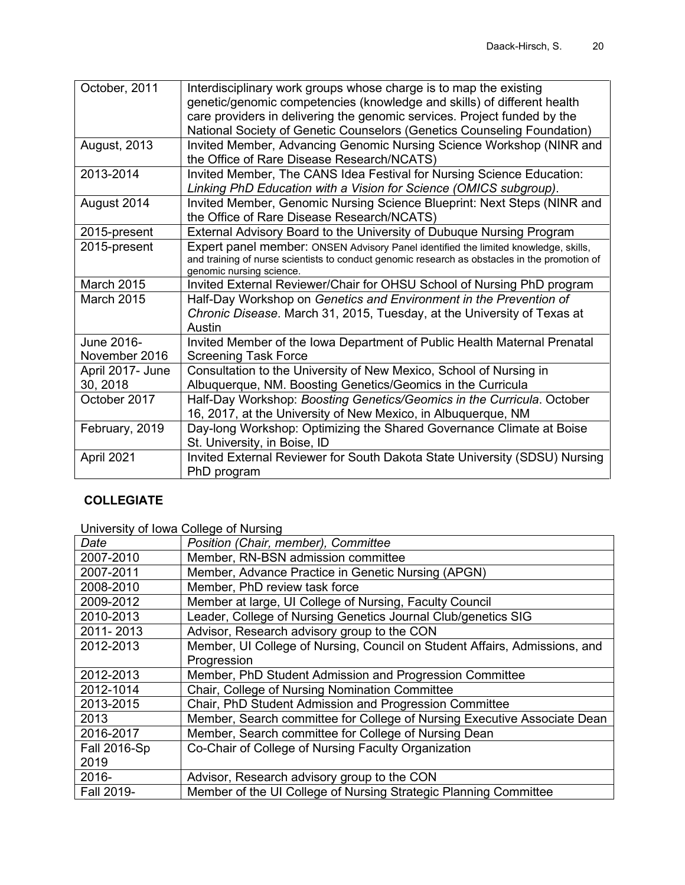| | |
|---|---|
| October, 2011 | Interdisciplinary work groups whose charge is to map the existing genetic/genomic competencies (knowledge and skills) of different health care providers in delivering the genomic services. Project funded by the National Society of Genetic Counselors (Genetics Counseling Foundation) |
| August, 2013 | Invited Member, Advancing Genomic Nursing Science Workshop (NINR and the Office of Rare Disease Research/NCATS) |
| 2013-2014 | Invited Member, The CANS Idea Festival for Nursing Science Education: *Linking PhD Education with a Vision for Science (OMICS subgroup)*. |
| August 2014 | Invited Member, Genomic Nursing Science Blueprint: Next Steps (NINR and the Office of Rare Disease Research/NCATS) |
| 2015-present | External Advisory Board to the University of Dubuque Nursing Program |
| 2015-present | Expert panel member: ONSEN Advisory Panel identified the limited knowledge, skills, and training of nurse scientists to conduct genomic research as obstacles in the promotion of genomic nursing science. |
| March 2015 | Invited External Reviewer/Chair for OHSU School of Nursing PhD program |
| March 2015 | Half-Day Workshop on *Genetics and Environment in the Prevention of Chronic Disease*. March 31, 2015, Tuesday, at the University of Texas at Austin |
| June 2016-November 2016 | Invited Member of the Iowa Department of Public Health Maternal Prenatal Screening Task Force |
| April 2017- June 30, 2018 | Consultation to the University of New Mexico, School of Nursing in Albuquerque, NM. Boosting Genetics/Geomics in the Curricula |
| October 2017 | Half-Day Workshop: *Boosting Genetics/Geomics in the Curricula*. October 16, 2017, at the University of New Mexico, in Albuquerque, NM |
| February, 2019 | Day-long Workshop: Optimizing the Shared Governance Climate at Boise St. University, in Boise, ID |
| April 2021 | Invited External Reviewer for South Dakota State University (SDSU) Nursing PhD program |

## COLLEGIATE

University of Iowa College of Nursing

| *Date* | *Position (Chair, member), Committee* |
|---|---|
| 2007-2010 | Member, RN-BSN admission committee |
| 2007-2011 | Member, Advance Practice in Genetic Nursing (APGN) |
| 2008-2010 | Member, PhD review task force |
| 2009-2012 | Member at large, UI College of Nursing, Faculty Council |
| 2010-2013 | Leader, College of Nursing Genetics Journal Club/genetics SIG |
| 2011- 2013 | Advisor, Research advisory group to the CON |
| 2012-2013 | Member, UI College of Nursing, Council on Student Affairs, Admissions, and Progression |
| 2012-2013 | Member, PhD Student Admission and Progression Committee |
| 2012-1014 | Chair, College of Nursing Nomination Committee |
| 2013-2015 | Chair, PhD Student Admission and Progression Committee |
| 2013 | Member, Search committee for College of Nursing Executive Associate Dean |
| 2016-2017 | Member, Search committee for College of Nursing Dean |
| Fall 2016-Sp 2019 | Co-Chair of College of Nursing Faculty Organization |
| 2016- | Advisor, Research advisory group to the CON |
| Fall 2019- | Member of the UI College of Nursing Strategic Planning Committee |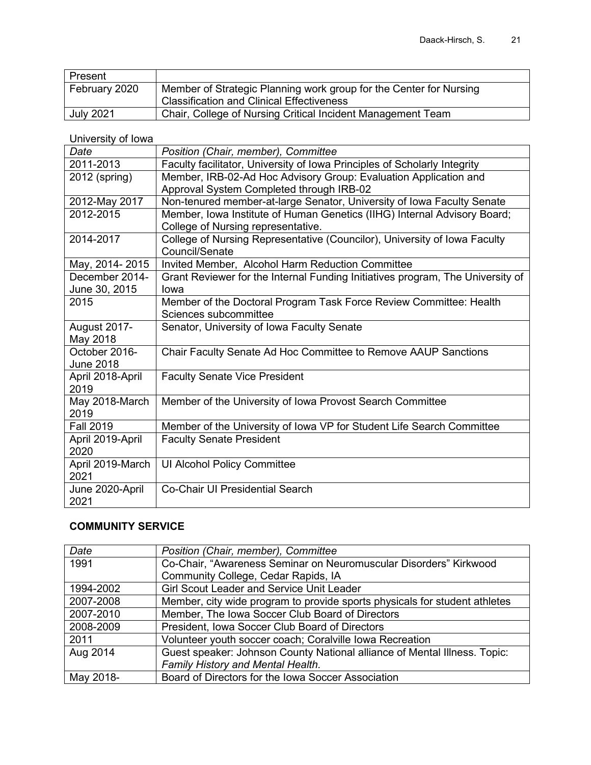| Present | |
|---|---|
| February 2020 | Member of Strategic Planning work group for the Center for Nursing Classification and Clinical Effectiveness |
| July 2021 | Chair, College of Nursing Critical Incident Management Team |

University of Iowa

| *Date* | *Position (Chair, member), Committee* |
|---|---|
| 2011-2013 | Faculty facilitator, University of Iowa Principles of Scholarly Integrity |
| 2012 (spring) | Member, IRB-02-Ad Hoc Advisory Group: Evaluation Application and Approval System Completed through IRB-02 |
| 2012-May 2017 | Non-tenured member-at-large Senator, University of Iowa Faculty Senate |
| 2012-2015 | Member, Iowa Institute of Human Genetics (IIHG) Internal Advisory Board; College of Nursing representative. |
| 2014-2017 | College of Nursing Representative (Councilor), University of Iowa Faculty Council/Senate |
| May, 2014- 2015 | Invited Member, Alcohol Harm Reduction Committee |
| December 2014-June 30, 2015 | Grant Reviewer for the Internal Funding Initiatives program, The University of Iowa |
| 2015 | Member of the Doctoral Program Task Force Review Committee: Health Sciences subcommittee |
| August 2017-May 2018 | Senator, University of Iowa Faculty Senate |
| October 2016-June 2018 | Chair Faculty Senate Ad Hoc Committee to Remove AAUP Sanctions |
| April 2018-April 2019 | Faculty Senate Vice President |
| May 2018-March 2019 | Member of the University of Iowa Provost Search Committee |
| Fall 2019 | Member of the University of Iowa VP for Student Life Search Committee |
| April 2019-April 2020 | Faculty Senate President |
| April 2019-March 2021 | UI Alcohol Policy Committee |
| June 2020-April 2021 | Co-Chair UI Presidential Search |

**COMMUNITY SERVICE**

| *Date* | *Position (Chair, member), Committee* |
|---|---|
| 1991 | Co-Chair, "Awareness Seminar on Neuromuscular Disorders" Kirkwood Community College, Cedar Rapids, IA |
| 1994-2002 | Girl Scout Leader and Service Unit Leader |
| 2007-2008 | Member, city wide program to provide sports physicals for student athletes |
| 2007-2010 | Member, The Iowa Soccer Club Board of Directors |
| 2008-2009 | President, Iowa Soccer Club Board of Directors |
| 2011 | Volunteer youth soccer coach; Coralville Iowa Recreation |
| Aug 2014 | Guest speaker: Johnson County National alliance of Mental Illness. Topic: *Family History and Mental Health.* |
| May 2018- | Board of Directors for the Iowa Soccer Association |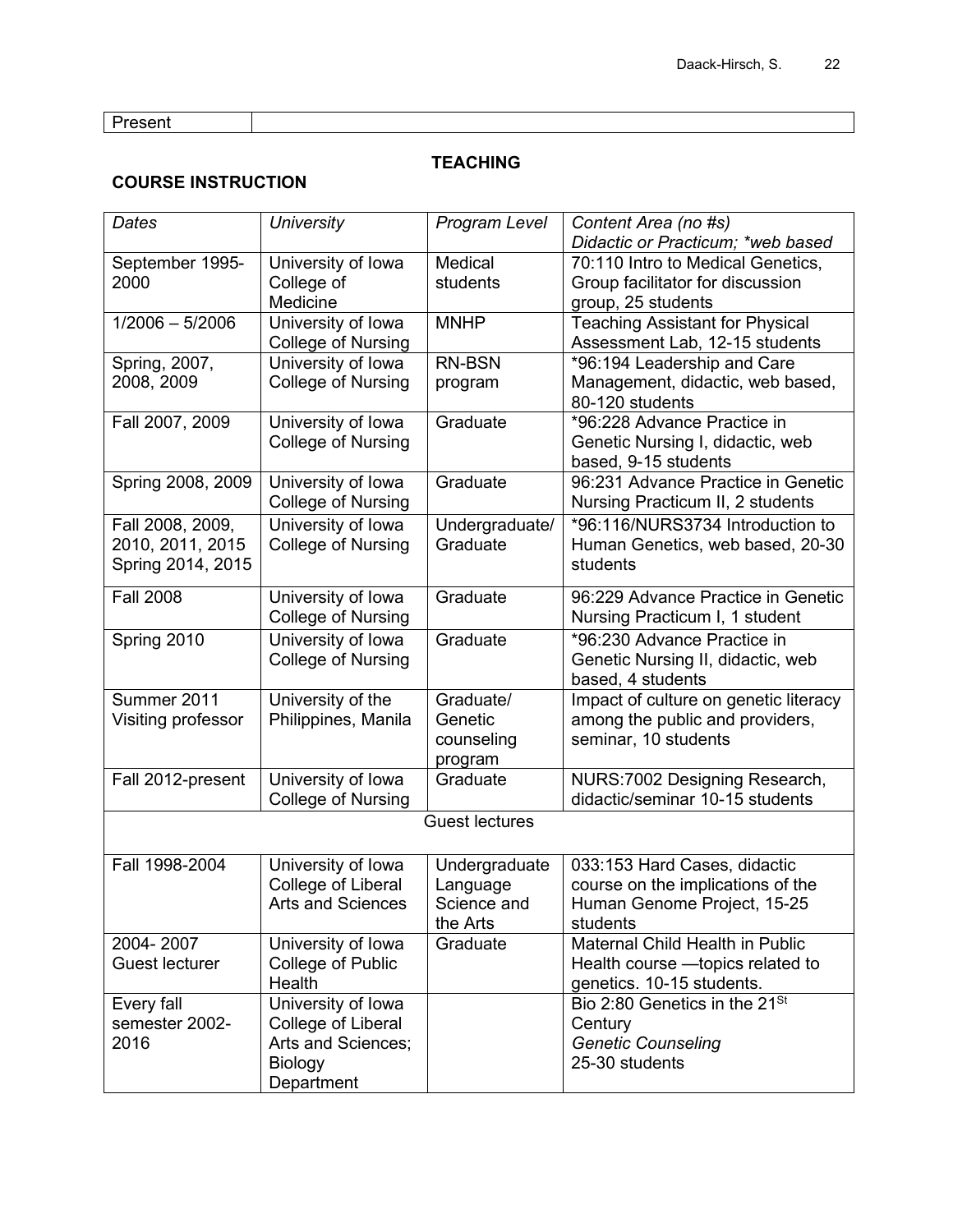| Present | |
|---|---|

## TEACHING

### COURSE INSTRUCTION

| *Dates* | *University* | *Program Level* | *Content Area (no #s)* *Didactic or Practicum; \*web based* |
|---|---|---|---|
| September 1995-2000 | University of Iowa College of Medicine | Medical students | 70:110 Intro to Medical Genetics, Group facilitator for discussion group, 25 students |
| 1/2006 – 5/2006 | University of Iowa College of Nursing | MNHP | Teaching Assistant for Physical Assessment Lab, 12-15 students |
| Spring, 2007, 2008, 2009 | University of Iowa College of Nursing | RN-BSN program | *96:194 Leadership and Care Management, didactic, web based, 80-120 students |
| Fall 2007, 2009 | University of Iowa College of Nursing | Graduate | *96:228 Advance Practice in Genetic Nursing I, didactic, web based, 9-15 students |
| Spring 2008, 2009 | University of Iowa College of Nursing | Graduate | 96:231 Advance Practice in Genetic Nursing Practicum II, 2 students |
| Fall 2008, 2009, 2010, 2011, 2015 Spring 2014, 2015 | University of Iowa College of Nursing | Undergraduate/ Graduate | *96:116/NURS3734 Introduction to Human Genetics, web based, 20-30 students |
| Fall 2008 | University of Iowa College of Nursing | Graduate | 96:229 Advance Practice in Genetic Nursing Practicum I, 1 student |
| Spring 2010 | University of Iowa College of Nursing | Graduate | *96:230 Advance Practice in Genetic Nursing II, didactic, web based, 4 students |
| Summer 2011 Visiting professor | University of the Philippines, Manila | Graduate/ Genetic counseling program | Impact of culture on genetic literacy among the public and providers, seminar, 10 students |
| Fall 2012-present | University of Iowa College of Nursing | Graduate | NURS:7002 Designing Research, didactic/seminar 10-15 students |
| | | Guest lectures | |
| Fall 1998-2004 | University of Iowa College of Liberal Arts and Sciences | Undergraduate Language Science and the Arts | 033:153 Hard Cases, didactic course on the implications of the Human Genome Project, 15-25 students |
| 2004- 2007 Guest lecturer | University of Iowa College of Public Health | Graduate | Maternal Child Health in Public Health course —topics related to genetics. 10-15 students. |
| Every fall semester 2002-2016 | University of Iowa College of Liberal Arts and Sciences; Biology Department | | Bio 2:80 Genetics in the 21st Century *Genetic Counseling* 25-30 students |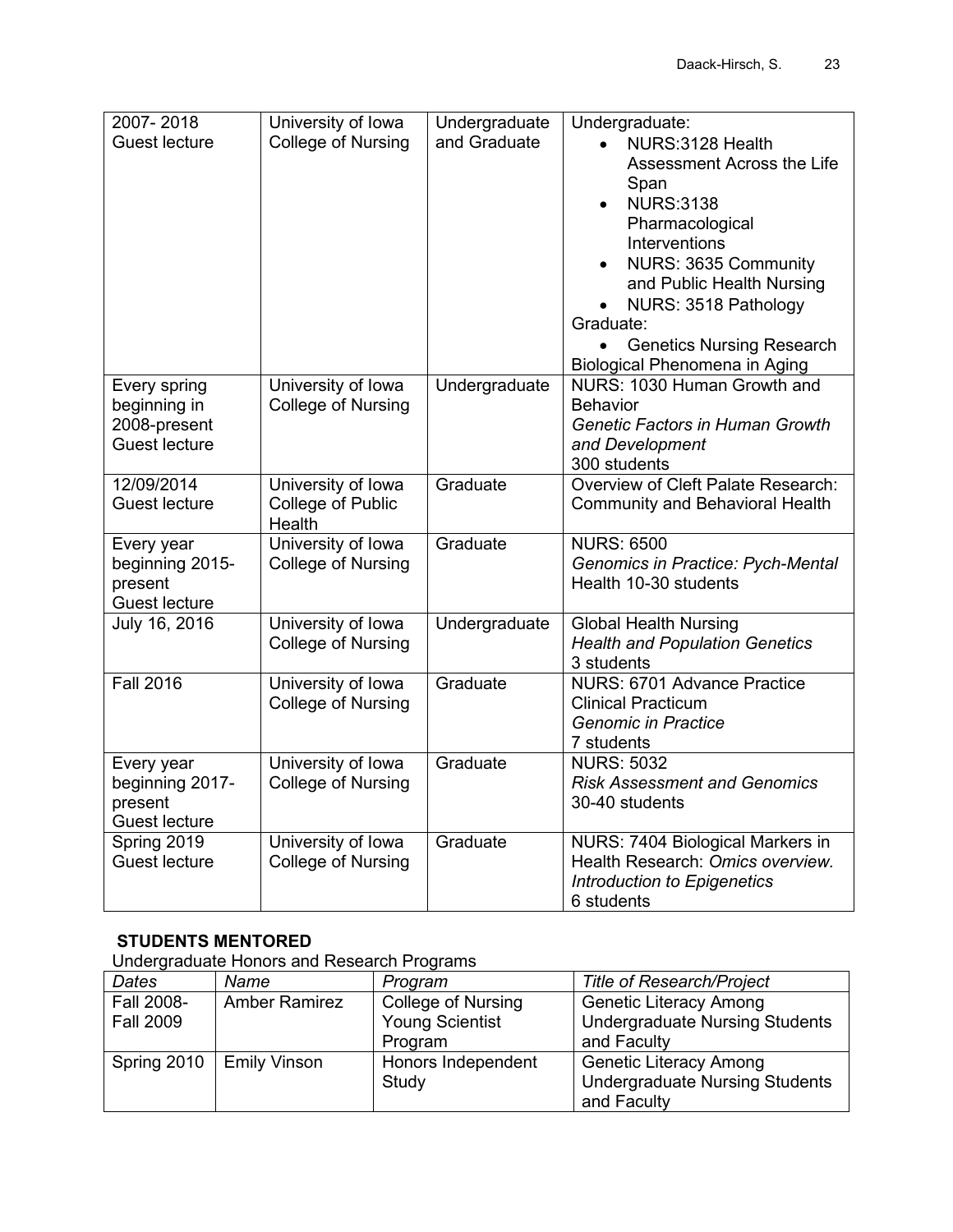| 2007- 2018 Guest lecture | University of Iowa College of Nursing | Undergraduate and Graduate | Undergraduate: <br>• NURS:3128 Health Assessment Across the Life Span <br>• NURS:3138 Pharmacological Interventions <br>• NURS: 3635 Community and Public Health Nursing <br>• NURS: 3518 Pathology <br>Graduate: <br>• Genetics Nursing Research <br>Biological Phenomena in Aging |
|---|---|---|---|
| Every spring beginning in 2008-present Guest lecture | University of Iowa College of Nursing | Undergraduate | NURS: 1030 Human Growth and Behavior <br>*Genetic Factors in Human Growth and Development* <br>300 students |
| 12/09/2014 Guest lecture | University of Iowa College of Public Health | Graduate | Overview of Cleft Palate Research: Community and Behavioral Health |
| Every year beginning 2015-present Guest lecture | University of Iowa College of Nursing | Graduate | NURS: 6500 <br>*Genomics in Practice: Pych-Mental* Health 10-30 students |
| July 16, 2016 | University of Iowa College of Nursing | Undergraduate | Global Health Nursing <br>*Health and Population Genetics* <br>3 students |
| Fall 2016 | University of Iowa College of Nursing | Graduate | NURS: 6701 Advance Practice Clinical Practicum <br>*Genomic in Practice* <br>7 students |
| Every year beginning 2017-present Guest lecture | University of Iowa College of Nursing | Graduate | NURS: 5032 <br>*Risk Assessment and Genomics* <br>30-40 students |
| Spring 2019 Guest lecture | University of Iowa College of Nursing | Graduate | NURS: 7404 Biological Markers in Health Research: *Omics overview. Introduction to Epigenetics* <br>6 students |

## STUDENTS MENTORED

Undergraduate Honors and Research Programs

| *Dates* | *Name* | *Program* | *Title of Research/Project* |
|---|---|---|---|
| Fall 2008-Fall 2009 | Amber Ramirez | College of Nursing Young Scientist Program | Genetic Literacy Among Undergraduate Nursing Students and Faculty |
| Spring 2010 | Emily Vinson | Honors Independent Study | Genetic Literacy Among Undergraduate Nursing Students and Faculty |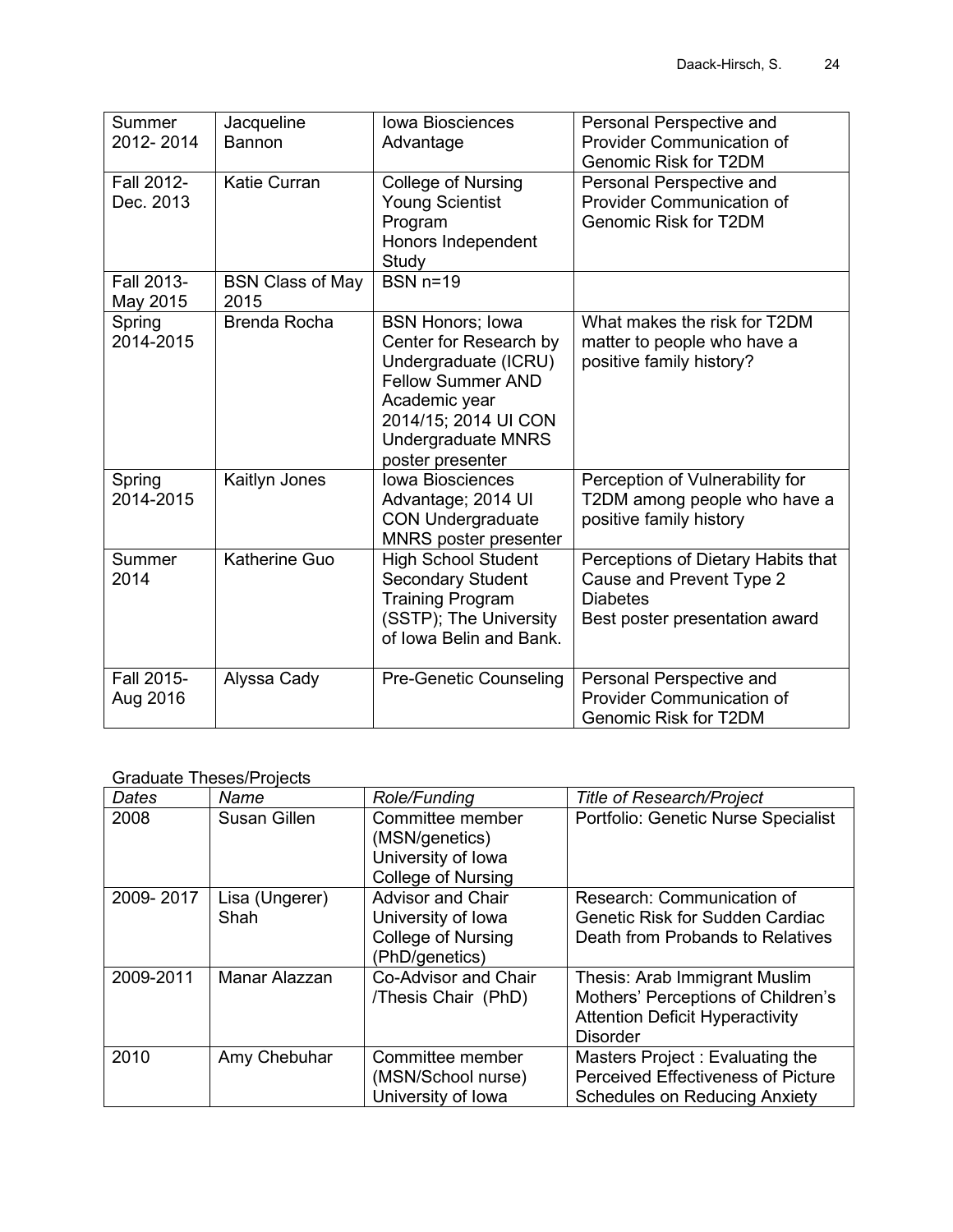| | | | |
|---|---|---|---|
| Summer 2012- 2014 | Jacqueline Bannon | Iowa Biosciences Advantage | Personal Perspective and Provider Communication of Genomic Risk for T2DM |
| Fall 2012- Dec. 2013 | Katie Curran | College of Nursing Young Scientist Program<br>Honors Independent Study | Personal Perspective and Provider Communication of Genomic Risk for T2DM |
| Fall 2013- May 2015 | BSN Class of May 2015 | BSN n=19 | |
| Spring 2014-2015 | Brenda Rocha | BSN Honors; Iowa Center for Research by Undergraduate (ICRU) Fellow Summer AND Academic year 2014/15; 2014 UI CON Undergraduate MNRS poster presenter | What makes the risk for T2DM matter to people who have a positive family history? |
| Spring 2014-2015 | Kaitlyn Jones | Iowa Biosciences Advantage; 2014 UI CON Undergraduate MNRS poster presenter | Perception of Vulnerability for T2DM among people who have a positive family history |
| Summer 2014 | Katherine Guo | High School Student Secondary Student Training Program (SSTP); The University of Iowa Belin and Bank. | Perceptions of Dietary Habits that Cause and Prevent Type 2 Diabetes<br>Best poster presentation award |
| Fall 2015- Aug 2016 | Alyssa Cady | Pre-Genetic Counseling | Personal Perspective and Provider Communication of Genomic Risk for T2DM |

Graduate Theses/Projects

| *Dates* | *Name* | *Role/Funding* | *Title of Research/Project* |
|---|---|---|---|
| 2008 | Susan Gillen | Committee member (MSN/genetics) University of Iowa College of Nursing | Portfolio: Genetic Nurse Specialist |
| 2009- 2017 | Lisa (Ungerer) Shah | Advisor and Chair University of Iowa College of Nursing (PhD/genetics) | Research: Communication of Genetic Risk for Sudden Cardiac Death from Probands to Relatives |
| 2009-2011 | Manar Alazzan | Co-Advisor and Chair /Thesis Chair (PhD) | Thesis: Arab Immigrant Muslim Mothers' Perceptions of Children's Attention Deficit Hyperactivity Disorder |
| 2010 | Amy Chebuhar | Committee member (MSN/School nurse) University of Iowa | Masters Project : Evaluating the Perceived Effectiveness of Picture Schedules on Reducing Anxiety |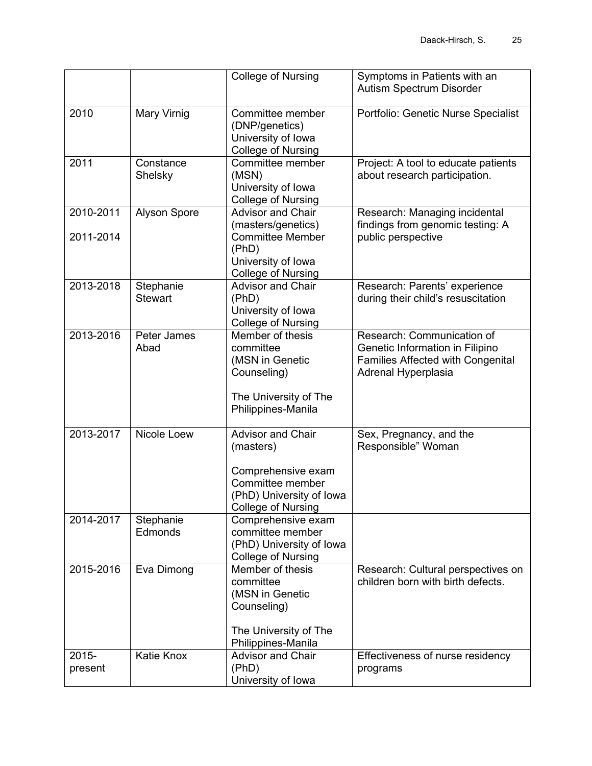| | | College of Nursing | Symptoms in Patients with an Autism Spectrum Disorder |
|---|---|---|---|
| 2010 | Mary Virnig | Committee member (DNP/genetics) University of Iowa College of Nursing | Portfolio: Genetic Nurse Specialist |
| 2011 | Constance Shelsky | Committee member (MSN) University of Iowa College of Nursing | Project: A tool to educate patients about research participation. |
| 2010-2011<br><br>2011-2014 | Alyson Spore | Advisor and Chair (masters/genetics) Committee Member (PhD) University of Iowa College of Nursing | Research: Managing incidental findings from genomic testing: A public perspective |
| 2013-2018 | Stephanie Stewart | Advisor and Chair (PhD) University of Iowa College of Nursing | Research: Parents' experience during their child's resuscitation |
| 2013-2016 | Peter James Abad | Member of thesis committee (MSN in Genetic Counseling)<br><br>The University of The Philippines-Manila | Research: Communication of Genetic Information in Filipino Families Affected with Congenital Adrenal Hyperplasia |
| 2013-2017 | Nicole Loew | Advisor and Chair (masters)<br><br>Comprehensive exam Committee member (PhD) University of Iowa College of Nursing | Sex, Pregnancy, and the Responsible" Woman |
| 2014-2017 | Stephanie Edmonds | Comprehensive exam committee member (PhD) University of Iowa College of Nursing | |
| 2015-2016 | Eva Dimong | Member of thesis committee (MSN in Genetic Counseling)<br><br>The University of The Philippines-Manila | Research: Cultural perspectives on children born with birth defects. |
| 2015-present | Katie Knox | Advisor and Chair (PhD) University of Iowa | Effectiveness of nurse residency programs |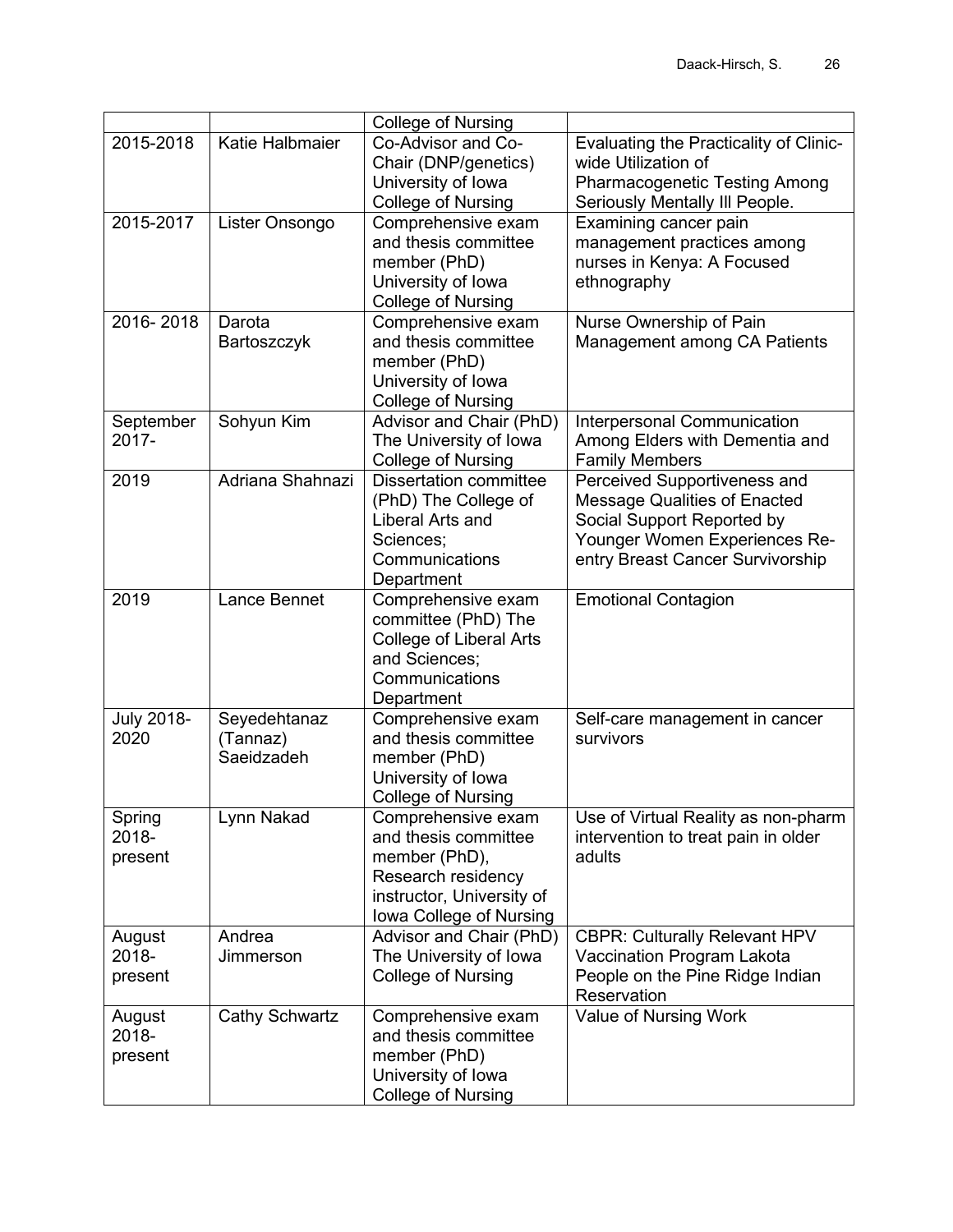| | | College of Nursing | |
|---|---|---|---|
| 2015-2018 | Katie Halbmaier | Co-Advisor and Co-Chair (DNP/genetics) University of Iowa College of Nursing | Evaluating the Practicality of Clinic-wide Utilization of Pharmacogenetic Testing Among Seriously Mentally Ill People. |
| 2015-2017 | Lister Onsongo | Comprehensive exam and thesis committee member (PhD) University of Iowa College of Nursing | Examining cancer pain management practices among nurses in Kenya: A Focused ethnography |
| 2016- 2018 | Darota Bartoszczyk | Comprehensive exam and thesis committee member (PhD) University of Iowa College of Nursing | Nurse Ownership of Pain Management among CA Patients |
| September 2017- | Sohyun Kim | Advisor and Chair (PhD) The University of Iowa College of Nursing | Interpersonal Communication Among Elders with Dementia and Family Members |
| 2019 | Adriana Shahnazi | Dissertation committee (PhD) The College of Liberal Arts and Sciences; Communications Department | Perceived Supportiveness and Message Qualities of Enacted Social Support Reported by Younger Women Experiences Re-entry Breast Cancer Survivorship |
| 2019 | Lance Bennet | Comprehensive exam committee (PhD) The College of Liberal Arts and Sciences; Communications Department | Emotional Contagion |
| July 2018-2020 | Seyedehtanaz (Tannaz) Saeidzadeh | Comprehensive exam and thesis committee member (PhD) University of Iowa College of Nursing | Self-care management in cancer survivors |
| Spring 2018-present | Lynn Nakad | Comprehensive exam and thesis committee member (PhD), Research residency instructor, University of Iowa College of Nursing | Use of Virtual Reality as non-pharm intervention to treat pain in older adults |
| August 2018-present | Andrea Jimmerson | Advisor and Chair (PhD) The University of Iowa College of Nursing | CBPR: Culturally Relevant HPV Vaccination Program Lakota People on the Pine Ridge Indian Reservation |
| August 2018-present | Cathy Schwartz | Comprehensive exam and thesis committee member (PhD) University of Iowa College of Nursing | Value of Nursing Work |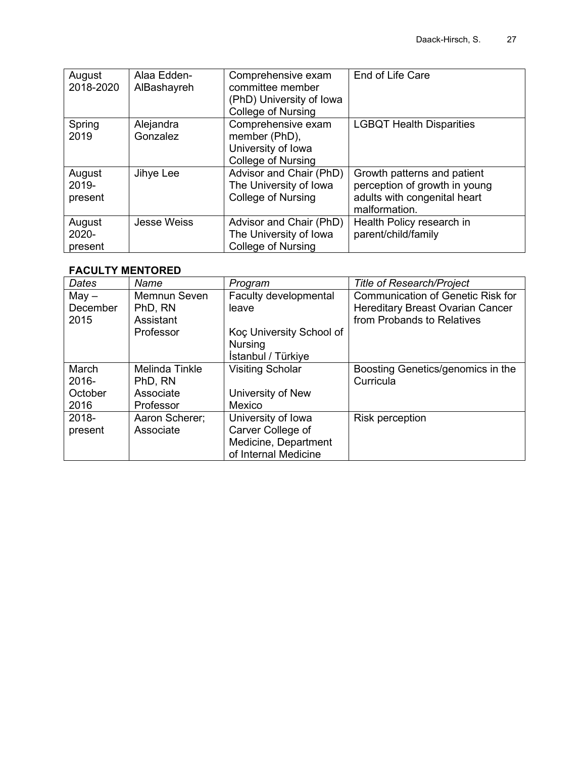| | | | |
|---|---|---|---|
| August 2018-2020 | Alaa Edden-AlBashayreh | Comprehensive exam committee member (PhD) University of Iowa College of Nursing | End of Life Care |
| Spring 2019 | Alejandra Gonzalez | Comprehensive exam member (PhD), University of Iowa College of Nursing | LGBQT Health Disparities |
| August 2019-present | Jihye Lee | Advisor and Chair (PhD) The University of Iowa College of Nursing | Growth patterns and patient perception of growth in young adults with congenital heart malformation. |
| August 2020-present | Jesse Weiss | Advisor and Chair (PhD) The University of Iowa College of Nursing | Health Policy research in parent/child/family |

**FACULTY MENTORED**

| *Dates* | *Name* | *Program* | *Title of Research/Project* |
|---|---|---|---|
| May – December 2015 | Memnun Seven PhD, RN Assistant Professor | Faculty developmental leave<br><br>Koç University School of Nursing İstanbul / Türkiye | Communication of Genetic Risk for Hereditary Breast Ovarian Cancer from Probands to Relatives |
| March 2016-October 2016 | Melinda Tinkle PhD, RN Associate Professor | Visiting Scholar<br><br>University of New Mexico | Boosting Genetics/genomics in the Curricula |
| 2018-present | Aaron Scherer; Associate | University of Iowa Carver College of Medicine, Department of Internal Medicine | Risk perception |